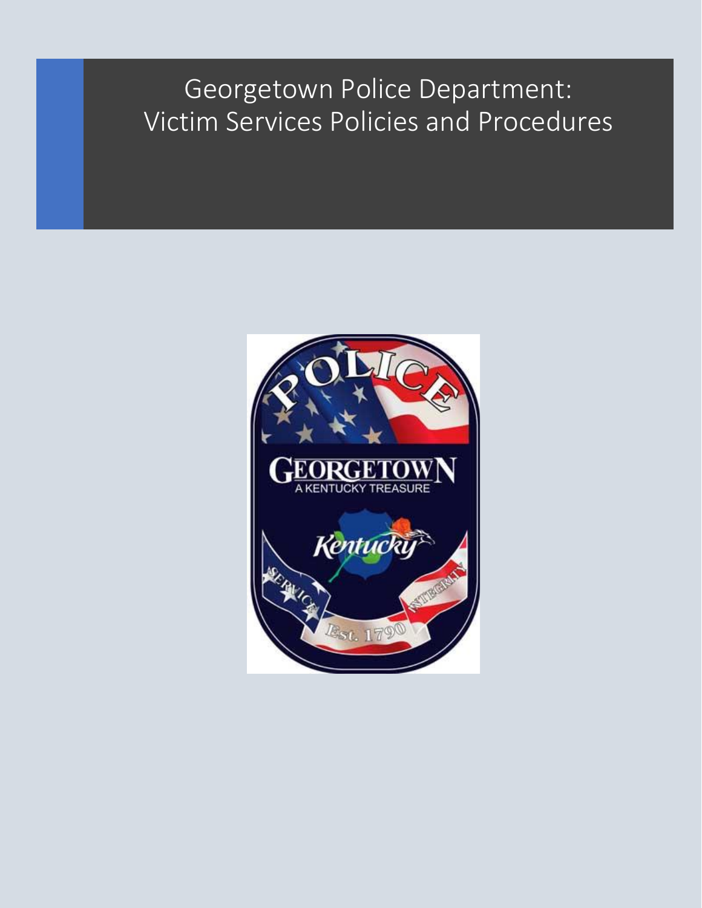# Georgetown Police Department: Victim Services Policies and Procedures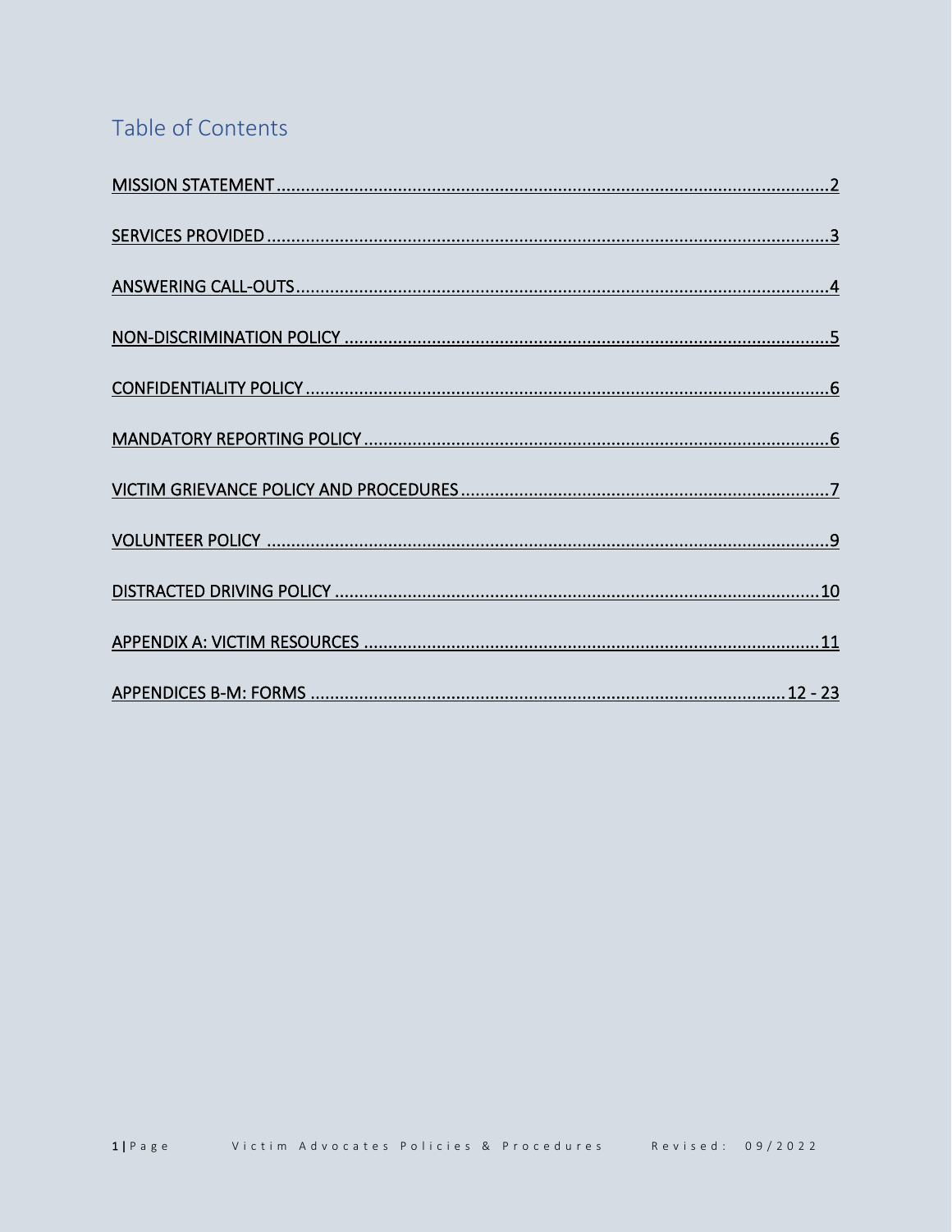# Table of Contents

MISSION STATEMENT ........................................................................................................ 2

SERVICES PROVIDED ........................................................................................................ 3

ANSWERING CALL-OUTS ........................................................................................................ 4

NON-DISCRIMINATION POLICY ........................................................................................................ 5

CONFIDENTIALITY POLICY ........................................................................................................ 6

MANDATORY REPORTING POLICY ........................................................................................................ 6

VICTIM GRIEVANCE POLICY AND PROCEDURES ........................................................................................................ 7

VOLUNTEER POLICY ........................................................................................................ 9

DISTRACTED DRIVING POLICY ........................................................................................................ 10

APPENDIX A: VICTIM RESOURCES ........................................................................................................ 11

APPENDICES B-M: FORMS ........................................................................................................ 12 - 23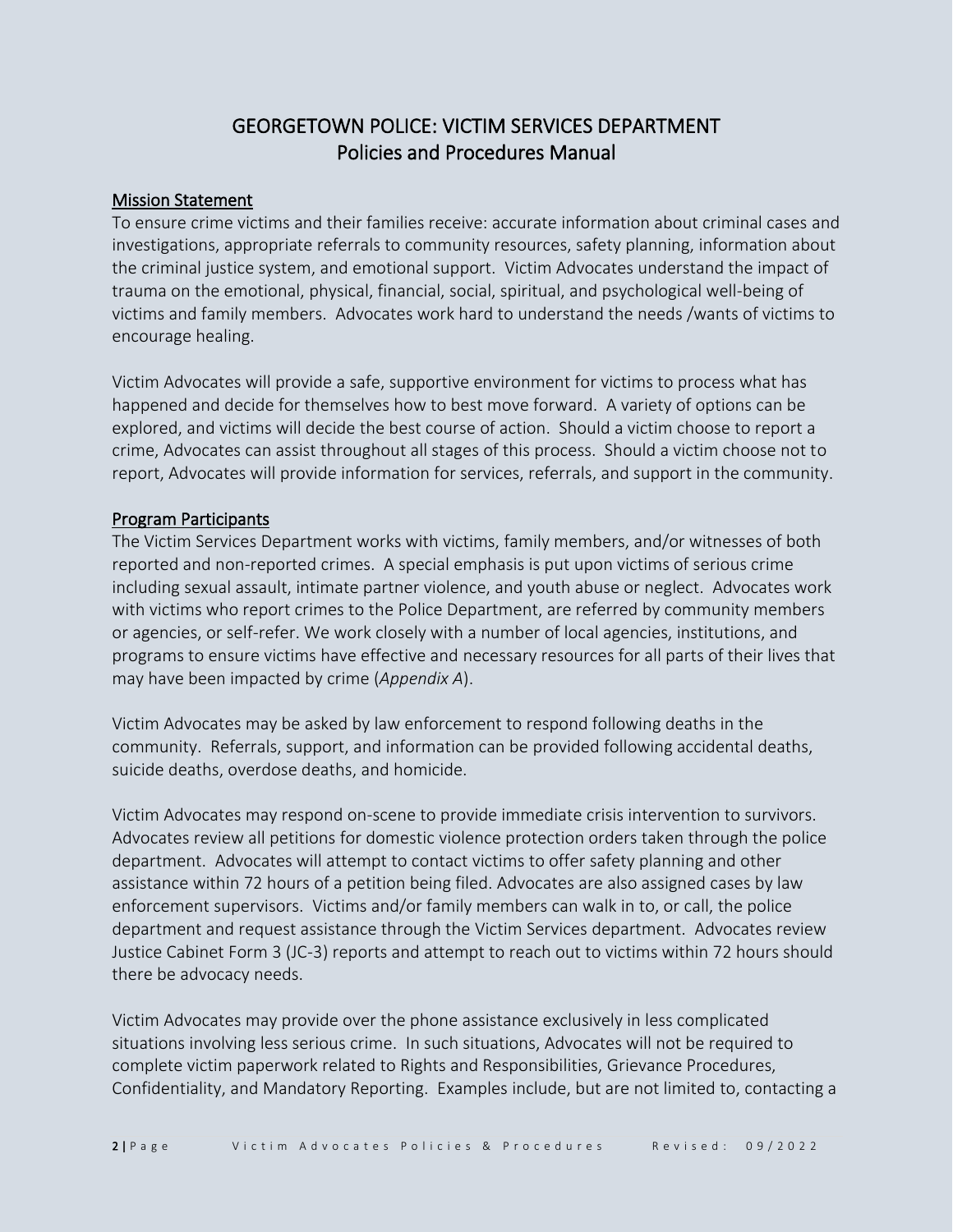# GEORGETOWN POLICE: VICTIM SERVICES DEPARTMENT
## Policies and Procedures Manual

### Mission Statement

To ensure crime victims and their families receive: accurate information about criminal cases and investigations, appropriate referrals to community resources, safety planning, information about the criminal justice system, and emotional support. Victim Advocates understand the impact of trauma on the emotional, physical, financial, social, spiritual, and psychological well-being of victims and family members. Advocates work hard to understand the needs /wants of victims to encourage healing.

Victim Advocates will provide a safe, supportive environment for victims to process what has happened and decide for themselves how to best move forward. A variety of options can be explored, and victims will decide the best course of action. Should a victim choose to report a crime, Advocates can assist throughout all stages of this process. Should a victim choose not to report, Advocates will provide information for services, referrals, and support in the community.

### Program Participants

The Victim Services Department works with victims, family members, and/or witnesses of both reported and non-reported crimes. A special emphasis is put upon victims of serious crime including sexual assault, intimate partner violence, and youth abuse or neglect. Advocates work with victims who report crimes to the Police Department, are referred by community members or agencies, or self-refer. We work closely with a number of local agencies, institutions, and programs to ensure victims have effective and necessary resources for all parts of their lives that may have been impacted by crime (*Appendix A*).

Victim Advocates may be asked by law enforcement to respond following deaths in the community. Referrals, support, and information can be provided following accidental deaths, suicide deaths, overdose deaths, and homicide.

Victim Advocates may respond on-scene to provide immediate crisis intervention to survivors. Advocates review all petitions for domestic violence protection orders taken through the police department. Advocates will attempt to contact victims to offer safety planning and other assistance within 72 hours of a petition being filed. Advocates are also assigned cases by law enforcement supervisors. Victims and/or family members can walk in to, or call, the police department and request assistance through the Victim Services department. Advocates review Justice Cabinet Form 3 (JC-3) reports and attempt to reach out to victims within 72 hours should there be advocacy needs.

Victim Advocates may provide over the phone assistance exclusively in less complicated situations involving less serious crime. In such situations, Advocates will not be required to complete victim paperwork related to Rights and Responsibilities, Grievance Procedures, Confidentiality, and Mandatory Reporting. Examples include, but are not limited to, contacting a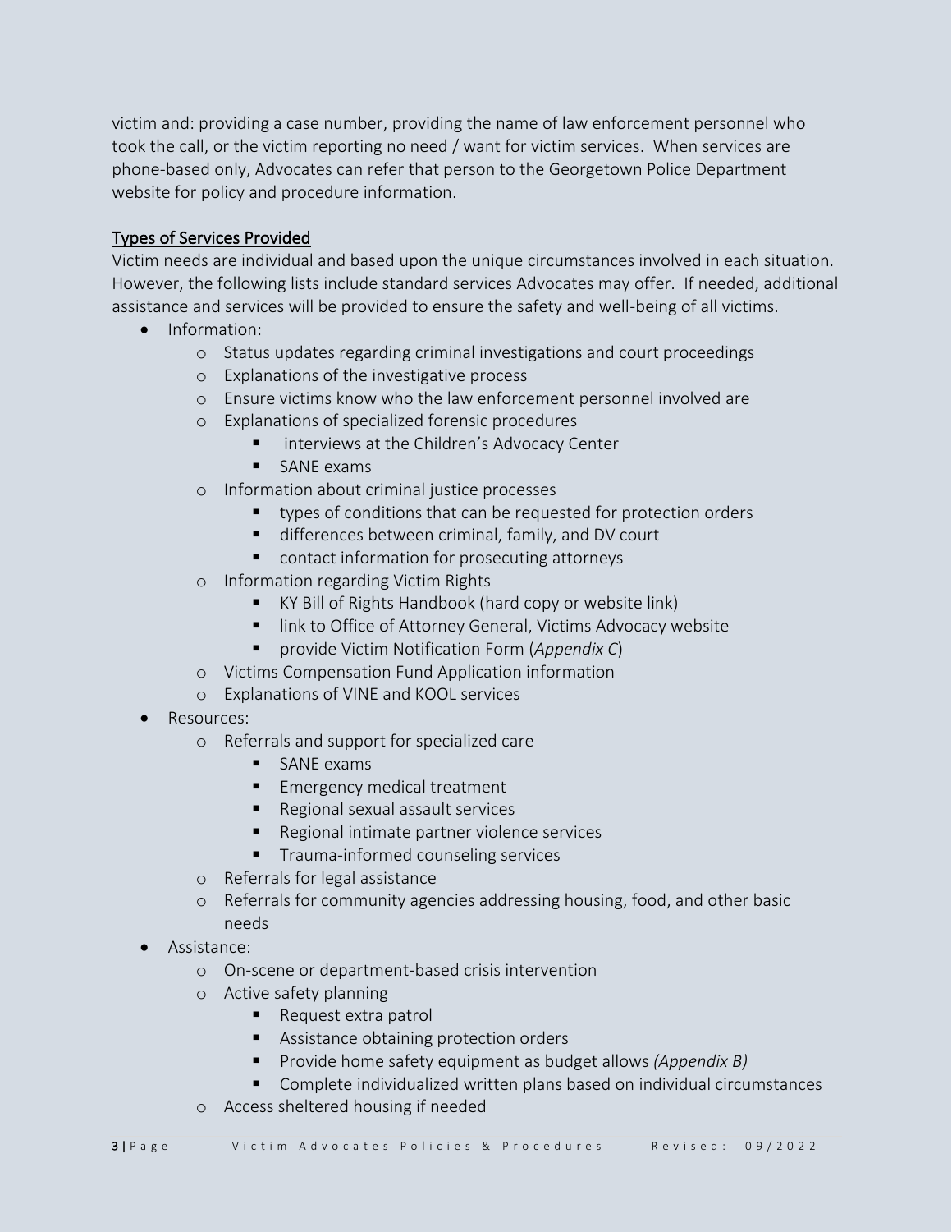victim and: providing a case number, providing the name of law enforcement personnel who took the call, or the victim reporting no need / want for victim services. When services are phone-based only, Advocates can refer that person to the Georgetown Police Department website for policy and procedure information.

## Types of Services Provided

Victim needs are individual and based upon the unique circumstances involved in each situation. However, the following lists include standard services Advocates may offer. If needed, additional assistance and services will be provided to ensure the safety and well-being of all victims.

- Information:
  - Status updates regarding criminal investigations and court proceedings
  - Explanations of the investigative process
  - Ensure victims know who the law enforcement personnel involved are
  - Explanations of specialized forensic procedures
    - interviews at the Children's Advocacy Center
    - SANE exams
  - Information about criminal justice processes
    - types of conditions that can be requested for protection orders
    - differences between criminal, family, and DV court
    - contact information for prosecuting attorneys
  - Information regarding Victim Rights
    - KY Bill of Rights Handbook (hard copy or website link)
    - link to Office of Attorney General, Victims Advocacy website
    - provide Victim Notification Form (*Appendix C*)
  - Victims Compensation Fund Application information
  - Explanations of VINE and KOOL services
- Resources:
  - Referrals and support for specialized care
    - SANE exams
    - Emergency medical treatment
    - Regional sexual assault services
    - Regional intimate partner violence services
    - Trauma-informed counseling services
  - Referrals for legal assistance
  - Referrals for community agencies addressing housing, food, and other basic needs
- Assistance:
  - On-scene or department-based crisis intervention
  - Active safety planning
    - Request extra patrol
    - Assistance obtaining protection orders
    - Provide home safety equipment as budget allows *(Appendix B)*
    - Complete individualized written plans based on individual circumstances
  - Access sheltered housing if needed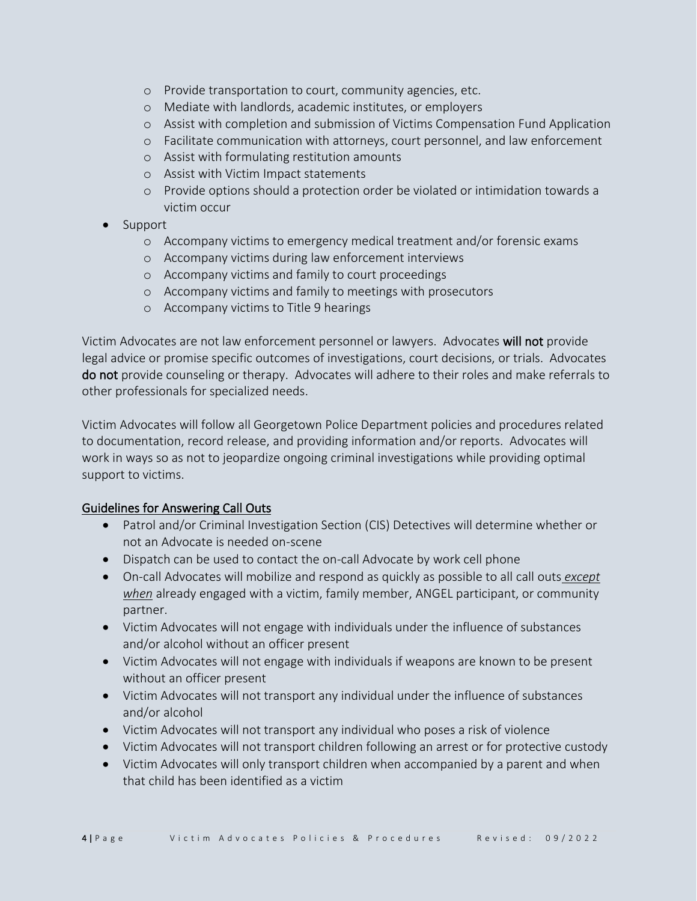- Provide transportation to court, community agencies, etc.
  - Mediate with landlords, academic institutes, or employers
  - Assist with completion and submission of Victims Compensation Fund Application
  - Facilitate communication with attorneys, court personnel, and law enforcement
  - Assist with formulating restitution amounts
  - Assist with Victim Impact statements
  - Provide options should a protection order be violated or intimidation towards a victim occur
- Support
  - Accompany victims to emergency medical treatment and/or forensic exams
  - Accompany victims during law enforcement interviews
  - Accompany victims and family to court proceedings
  - Accompany victims and family to meetings with prosecutors
  - Accompany victims to Title 9 hearings

Victim Advocates are not law enforcement personnel or lawyers. Advocates **will not** provide legal advice or promise specific outcomes of investigations, court decisions, or trials. Advocates **do not** provide counseling or therapy. Advocates will adhere to their roles and make referrals to other professionals for specialized needs.

Victim Advocates will follow all Georgetown Police Department policies and procedures related to documentation, record release, and providing information and/or reports. Advocates will work in ways so as not to jeopardize ongoing criminal investigations while providing optimal support to victims.

## Guidelines for Answering Call Outs

- Patrol and/or Criminal Investigation Section (CIS) Detectives will determine whether or not an Advocate is needed on-scene
- Dispatch can be used to contact the on-call Advocate by work cell phone
- On-call Advocates will mobilize and respond as quickly as possible to all call outs ***except when*** already engaged with a victim, family member, ANGEL participant, or community partner.
- Victim Advocates will not engage with individuals under the influence of substances and/or alcohol without an officer present
- Victim Advocates will not engage with individuals if weapons are known to be present without an officer present
- Victim Advocates will not transport any individual under the influence of substances and/or alcohol
- Victim Advocates will not transport any individual who poses a risk of violence
- Victim Advocates will not transport children following an arrest or for protective custody
- Victim Advocates will only transport children when accompanied by a parent and when that child has been identified as a victim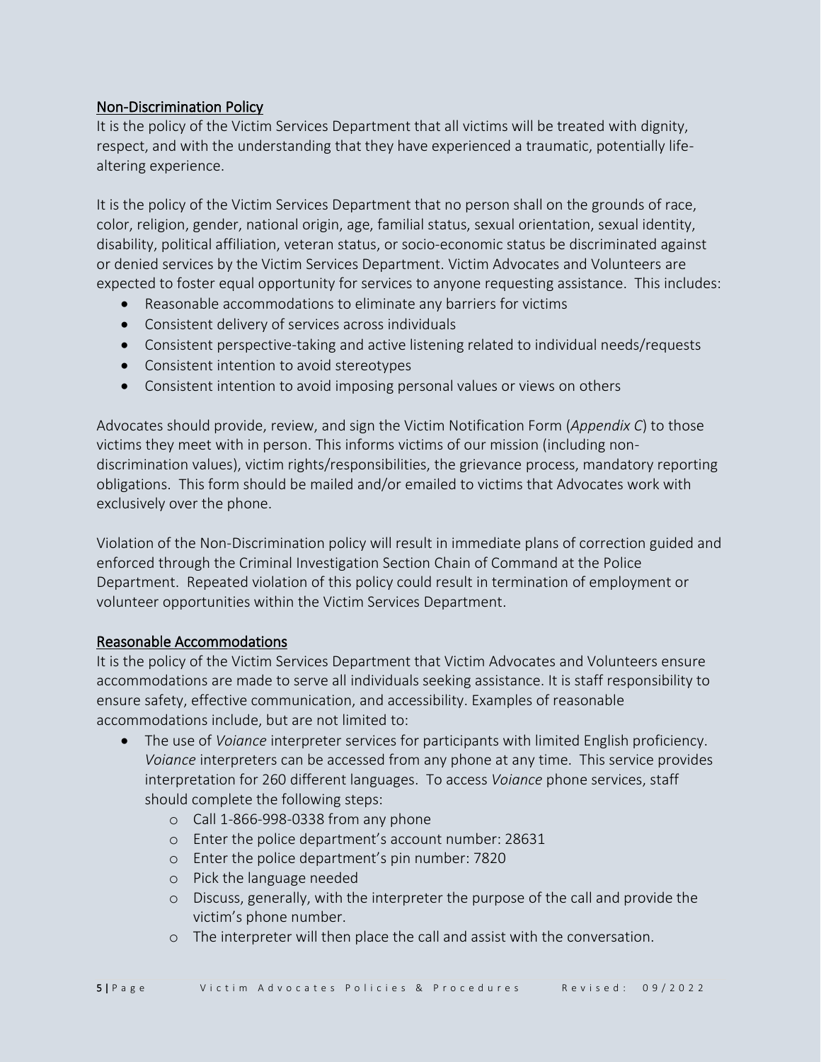## Non-Discrimination Policy

It is the policy of the Victim Services Department that all victims will be treated with dignity, respect, and with the understanding that they have experienced a traumatic, potentially life-altering experience.

It is the policy of the Victim Services Department that no person shall on the grounds of race, color, religion, gender, national origin, age, familial status, sexual orientation, sexual identity, disability, political affiliation, veteran status, or socio-economic status be discriminated against or denied services by the Victim Services Department. Victim Advocates and Volunteers are expected to foster equal opportunity for services to anyone requesting assistance. This includes:

- Reasonable accommodations to eliminate any barriers for victims
- Consistent delivery of services across individuals
- Consistent perspective-taking and active listening related to individual needs/requests
- Consistent intention to avoid stereotypes
- Consistent intention to avoid imposing personal values or views on others

Advocates should provide, review, and sign the Victim Notification Form (*Appendix C*) to those victims they meet with in person. This informs victims of our mission (including non-discrimination values), victim rights/responsibilities, the grievance process, mandatory reporting obligations. This form should be mailed and/or emailed to victims that Advocates work with exclusively over the phone.

Violation of the Non-Discrimination policy will result in immediate plans of correction guided and enforced through the Criminal Investigation Section Chain of Command at the Police Department. Repeated violation of this policy could result in termination of employment or volunteer opportunities within the Victim Services Department.

## Reasonable Accommodations

It is the policy of the Victim Services Department that Victim Advocates and Volunteers ensure accommodations are made to serve all individuals seeking assistance. It is staff responsibility to ensure safety, effective communication, and accessibility. Examples of reasonable accommodations include, but are not limited to:

- The use of *Voiance* interpreter services for participants with limited English proficiency. *Voiance* interpreters can be accessed from any phone at any time. This service provides interpretation for 260 different languages. To access *Voiance* phone services, staff should complete the following steps:
  - Call 1-866-998-0338 from any phone
  - Enter the police department's account number: 28631
  - Enter the police department's pin number: 7820
  - Pick the language needed
  - Discuss, generally, with the interpreter the purpose of the call and provide the victim's phone number.
  - The interpreter will then place the call and assist with the conversation.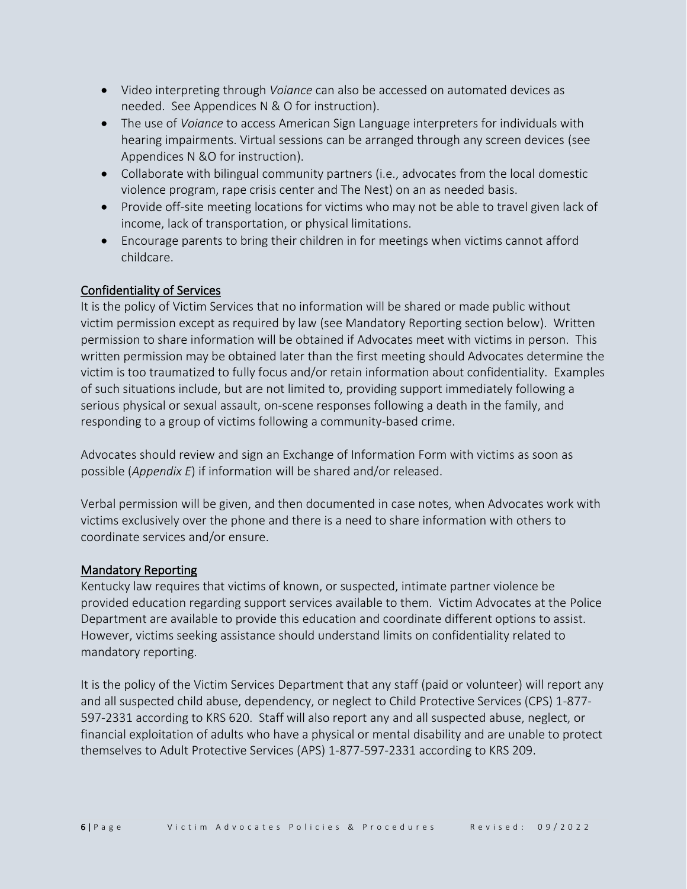- Video interpreting through *Voiance* can also be accessed on automated devices as needed. See Appendices N & O for instruction).
- The use of *Voiance* to access American Sign Language interpreters for individuals with hearing impairments. Virtual sessions can be arranged through any screen devices (see Appendices N &O for instruction).
- Collaborate with bilingual community partners (i.e., advocates from the local domestic violence program, rape crisis center and The Nest) on an as needed basis.
- Provide off-site meeting locations for victims who may not be able to travel given lack of income, lack of transportation, or physical limitations.
- Encourage parents to bring their children in for meetings when victims cannot afford childcare.

## Confidentiality of Services

It is the policy of Victim Services that no information will be shared or made public without victim permission except as required by law (see Mandatory Reporting section below). Written permission to share information will be obtained if Advocates meet with victims in person. This written permission may be obtained later than the first meeting should Advocates determine the victim is too traumatized to fully focus and/or retain information about confidentiality. Examples of such situations include, but are not limited to, providing support immediately following a serious physical or sexual assault, on-scene responses following a death in the family, and responding to a group of victims following a community-based crime.

Advocates should review and sign an Exchange of Information Form with victims as soon as possible (*Appendix E*) if information will be shared and/or released.

Verbal permission will be given, and then documented in case notes, when Advocates work with victims exclusively over the phone and there is a need to share information with others to coordinate services and/or ensure.

## Mandatory Reporting

Kentucky law requires that victims of known, or suspected, intimate partner violence be provided education regarding support services available to them. Victim Advocates at the Police Department are available to provide this education and coordinate different options to assist. However, victims seeking assistance should understand limits on confidentiality related to mandatory reporting.

It is the policy of the Victim Services Department that any staff (paid or volunteer) will report any and all suspected child abuse, dependency, or neglect to Child Protective Services (CPS) 1-877-597-2331 according to KRS 620. Staff will also report any and all suspected abuse, neglect, or financial exploitation of adults who have a physical or mental disability and are unable to protect themselves to Adult Protective Services (APS) 1-877-597-2331 according to KRS 209.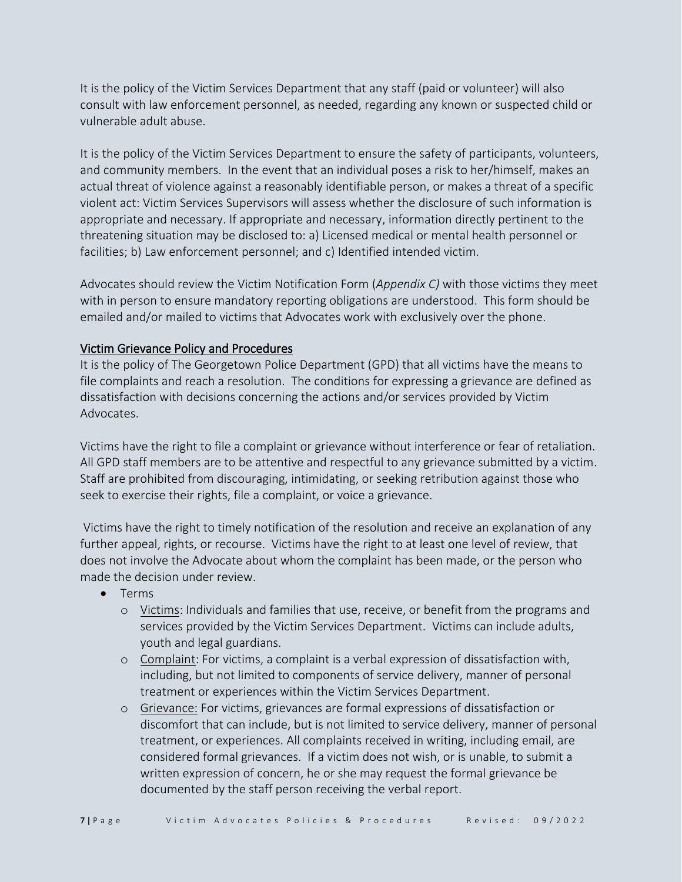It is the policy of the Victim Services Department that any staff (paid or volunteer) will also consult with law enforcement personnel, as needed, regarding any known or suspected child or vulnerable adult abuse.

It is the policy of the Victim Services Department to ensure the safety of participants, volunteers, and community members. In the event that an individual poses a risk to her/himself, makes an actual threat of violence against a reasonably identifiable person, or makes a threat of a specific violent act: Victim Services Supervisors will assess whether the disclosure of such information is appropriate and necessary. If appropriate and necessary, information directly pertinent to the threatening situation may be disclosed to: a) Licensed medical or mental health personnel or facilities; b) Law enforcement personnel; and c) Identified intended victim.

Advocates should review the Victim Notification Form (*Appendix C)* with those victims they meet with in person to ensure mandatory reporting obligations are understood. This form should be emailed and/or mailed to victims that Advocates work with exclusively over the phone.

## Victim Grievance Policy and Procedures

It is the policy of The Georgetown Police Department (GPD) that all victims have the means to file complaints and reach a resolution. The conditions for expressing a grievance are defined as dissatisfaction with decisions concerning the actions and/or services provided by Victim Advocates.

Victims have the right to file a complaint or grievance without interference or fear of retaliation. All GPD staff members are to be attentive and respectful to any grievance submitted by a victim. Staff are prohibited from discouraging, intimidating, or seeking retribution against those who seek to exercise their rights, file a complaint, or voice a grievance.

Victims have the right to timely notification of the resolution and receive an explanation of any further appeal, rights, or recourse. Victims have the right to at least one level of review, that does not involve the Advocate about whom the complaint has been made, or the person who made the decision under review.

- Terms
  - Victims: Individuals and families that use, receive, or benefit from the programs and services provided by the Victim Services Department. Victims can include adults, youth and legal guardians.
  - Complaint: For victims, a complaint is a verbal expression of dissatisfaction with, including, but not limited to components of service delivery, manner of personal treatment or experiences within the Victim Services Department.
  - Grievance: For victims, grievances are formal expressions of dissatisfaction or discomfort that can include, but is not limited to service delivery, manner of personal treatment, or experiences. All complaints received in writing, including email, are considered formal grievances. If a victim does not wish, or is unable, to submit a written expression of concern, he or she may request the formal grievance be documented by the staff person receiving the verbal report.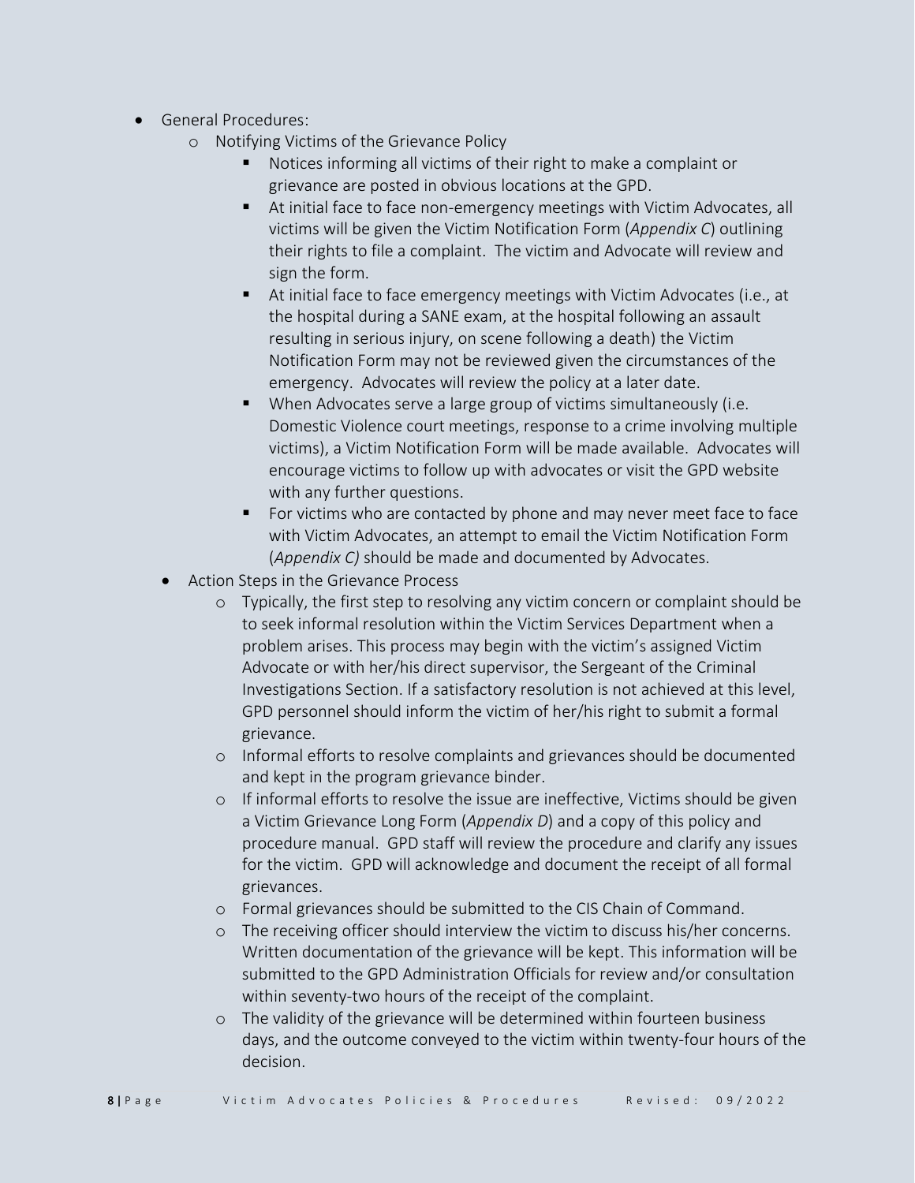- General Procedures:
  - Notifying Victims of the Grievance Policy
    - Notices informing all victims of their right to make a complaint or grievance are posted in obvious locations at the GPD.
    - At initial face to face non-emergency meetings with Victim Advocates, all victims will be given the Victim Notification Form (*Appendix C*) outlining their rights to file a complaint. The victim and Advocate will review and sign the form.
    - At initial face to face emergency meetings with Victim Advocates (i.e., at the hospital during a SANE exam, at the hospital following an assault resulting in serious injury, on scene following a death) the Victim Notification Form may not be reviewed given the circumstances of the emergency. Advocates will review the policy at a later date.
    - When Advocates serve a large group of victims simultaneously (i.e. Domestic Violence court meetings, response to a crime involving multiple victims), a Victim Notification Form will be made available. Advocates will encourage victims to follow up with advocates or visit the GPD website with any further questions.
    - For victims who are contacted by phone and may never meet face to face with Victim Advocates, an attempt to email the Victim Notification Form (*Appendix C)* should be made and documented by Advocates.
- Action Steps in the Grievance Process
  - Typically, the first step to resolving any victim concern or complaint should be to seek informal resolution within the Victim Services Department when a problem arises. This process may begin with the victim's assigned Victim Advocate or with her/his direct supervisor, the Sergeant of the Criminal Investigations Section. If a satisfactory resolution is not achieved at this level, GPD personnel should inform the victim of her/his right to submit a formal grievance.
  - Informal efforts to resolve complaints and grievances should be documented and kept in the program grievance binder.
  - If informal efforts to resolve the issue are ineffective, Victims should be given a Victim Grievance Long Form (*Appendix D*) and a copy of this policy and procedure manual. GPD staff will review the procedure and clarify any issues for the victim. GPD will acknowledge and document the receipt of all formal grievances.
  - Formal grievances should be submitted to the CIS Chain of Command.
  - The receiving officer should interview the victim to discuss his/her concerns. Written documentation of the grievance will be kept. This information will be submitted to the GPD Administration Officials for review and/or consultation within seventy-two hours of the receipt of the complaint.
  - The validity of the grievance will be determined within fourteen business days, and the outcome conveyed to the victim within twenty-four hours of the decision.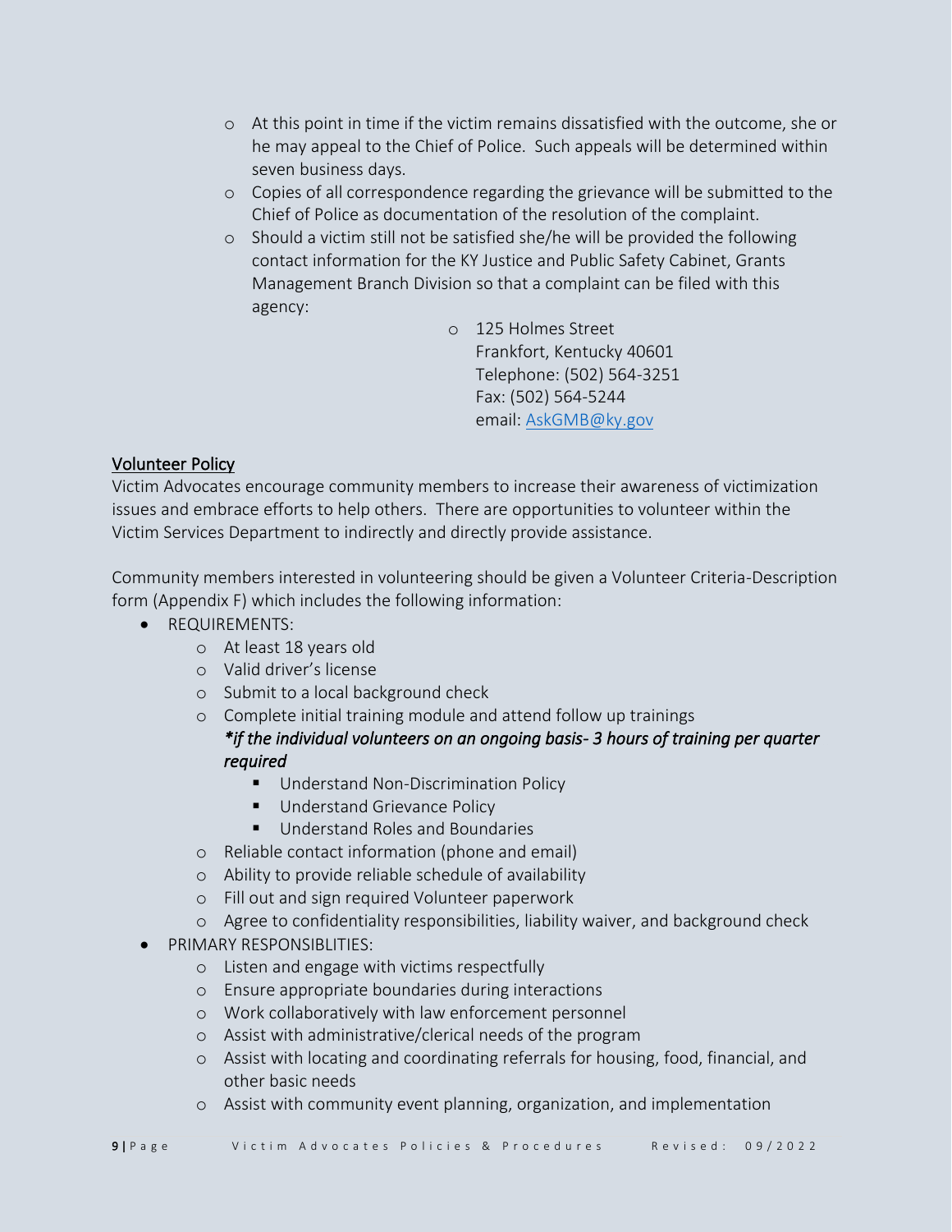- At this point in time if the victim remains dissatisfied with the outcome, she or he may appeal to the Chief of Police. Such appeals will be determined within seven business days.
   - Copies of all correspondence regarding the grievance will be submitted to the Chief of Police as documentation of the resolution of the complaint.
   - Should a victim still not be satisfied she/he will be provided the following contact information for the KY Justice and Public Safety Cabinet, Grants Management Branch Division so that a complaint can be filed with this agency:
      - 125 Holmes Street
        Frankfort, Kentucky 40601
        Telephone: (502) 564-3251
        Fax: (502) 564-5244
        email: AskGMB@ky.gov

## Volunteer Policy

Victim Advocates encourage community members to increase their awareness of victimization issues and embrace efforts to help others. There are opportunities to volunteer within the Victim Services Department to indirectly and directly provide assistance.

Community members interested in volunteering should be given a Volunteer Criteria-Description form (Appendix F) which includes the following information:

- REQUIREMENTS:
   - At least 18 years old
   - Valid driver's license
   - Submit to a local background check
   - Complete initial training module and attend follow up trainings
     ***if the individual volunteers on an ongoing basis- 3 hours of training per quarter required***
      - Understand Non-Discrimination Policy
      - Understand Grievance Policy
      - Understand Roles and Boundaries
   - Reliable contact information (phone and email)
   - Ability to provide reliable schedule of availability
   - Fill out and sign required Volunteer paperwork
   - Agree to confidentiality responsibilities, liability waiver, and background check
- PRIMARY RESPONSIBLITIES:
   - Listen and engage with victims respectfully
   - Ensure appropriate boundaries during interactions
   - Work collaboratively with law enforcement personnel
   - Assist with administrative/clerical needs of the program
   - Assist with locating and coordinating referrals for housing, food, financial, and other basic needs
   - Assist with community event planning, organization, and implementation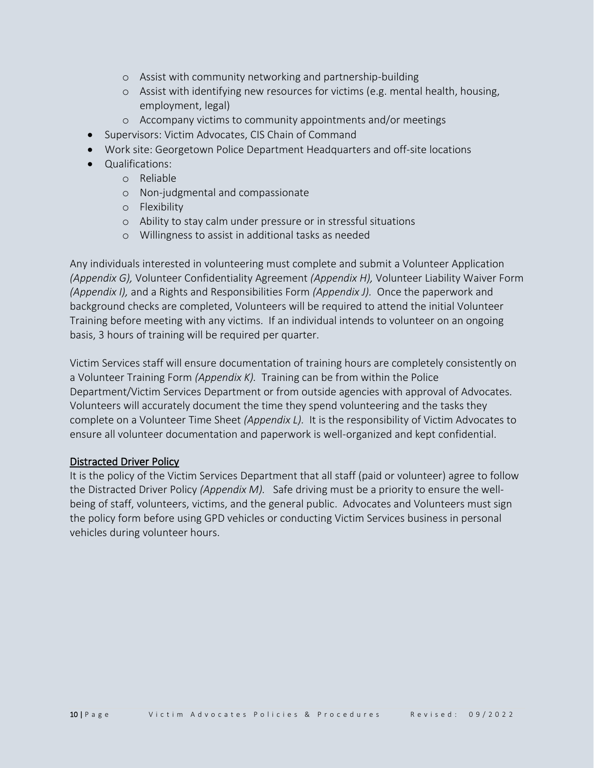- Assist with community networking and partnership-building
  - Assist with identifying new resources for victims (e.g. mental health, housing, employment, legal)
  - Accompany victims to community appointments and/or meetings
- Supervisors: Victim Advocates, CIS Chain of Command
- Work site: Georgetown Police Department Headquarters and off-site locations
- Qualifications:
  - Reliable
  - Non-judgmental and compassionate
  - Flexibility
  - Ability to stay calm under pressure or in stressful situations
  - Willingness to assist in additional tasks as needed

Any individuals interested in volunteering must complete and submit a Volunteer Application *(Appendix G),* Volunteer Confidentiality Agreement *(Appendix H),* Volunteer Liability Waiver Form *(Appendix I),* and a Rights and Responsibilities Form *(Appendix J).* Once the paperwork and background checks are completed, Volunteers will be required to attend the initial Volunteer Training before meeting with any victims. If an individual intends to volunteer on an ongoing basis, 3 hours of training will be required per quarter.

Victim Services staff will ensure documentation of training hours are completely consistently on a Volunteer Training Form *(Appendix K).* Training can be from within the Police Department/Victim Services Department or from outside agencies with approval of Advocates. Volunteers will accurately document the time they spend volunteering and the tasks they complete on a Volunteer Time Sheet *(Appendix L).* It is the responsibility of Victim Advocates to ensure all volunteer documentation and paperwork is well-organized and kept confidential.

## Distracted Driver Policy

It is the policy of the Victim Services Department that all staff (paid or volunteer) agree to follow the Distracted Driver Policy *(Appendix M).* Safe driving must be a priority to ensure the well-being of staff, volunteers, victims, and the general public. Advocates and Volunteers must sign the policy form before using GPD vehicles or conducting Victim Services business in personal vehicles during volunteer hours.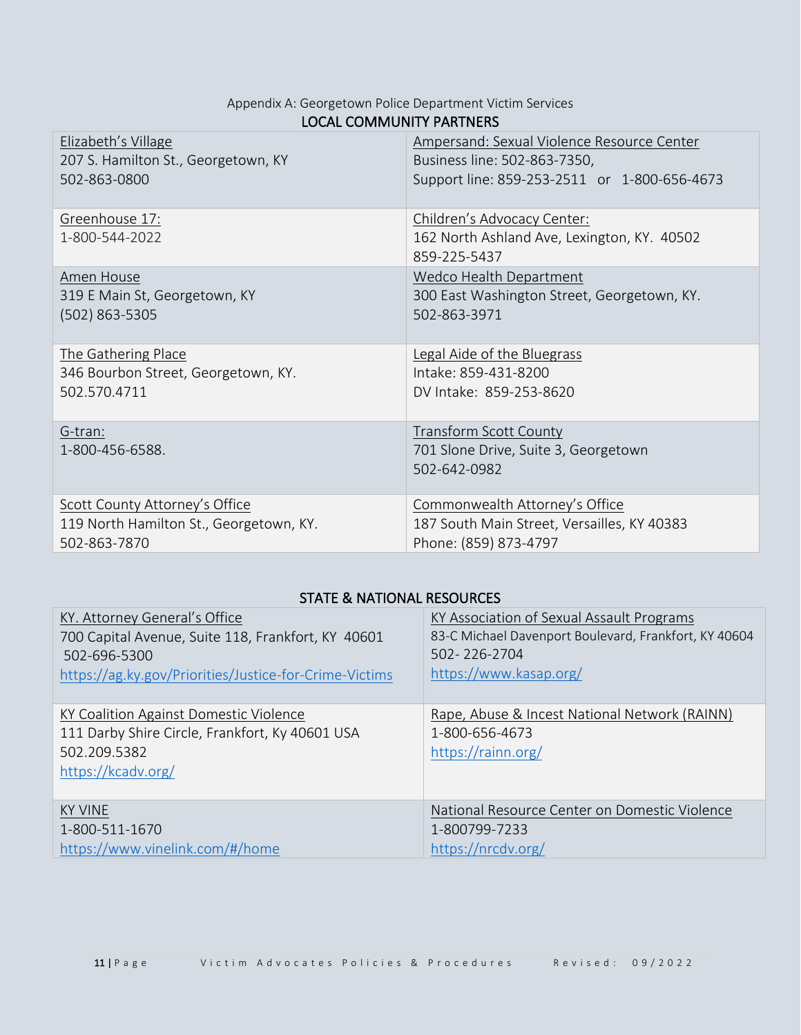Appendix A: Georgetown Police Department Victim Services

## LOCAL COMMUNITY PARTNERS

| | |
|---|---|
| Elizabeth's Village<br>207 S. Hamilton St., Georgetown, KY<br>502-863-0800 | Ampersand: Sexual Violence Resource Center<br>Business line: 502-863-7350,<br>Support line: 859-253-2511 or 1-800-656-4673 |
| Greenhouse 17:<br>1-800-544-2022 | Children's Advocacy Center:<br>162 North Ashland Ave, Lexington, KY. 40502<br>859-225-5437 |
| Amen House<br>319 E Main St, Georgetown, KY<br>(502) 863-5305 | Wedco Health Department<br>300 East Washington Street, Georgetown, KY.<br>502-863-3971 |
| The Gathering Place<br>346 Bourbon Street, Georgetown, KY.<br>502.570.4711 | Legal Aide of the Bluegrass<br>Intake: 859-431-8200<br>DV Intake: 859-253-8620 |
| G-tran:<br>1-800-456-6588. | Transform Scott County<br>701 Slone Drive, Suite 3, Georgetown<br>502-642-0982 |
| Scott County Attorney's Office<br>119 North Hamilton St., Georgetown, KY.<br>502-863-7870 | Commonwealth Attorney's Office<br>187 South Main Street, Versailles, KY 40383<br>Phone: (859) 873-4797 |

## STATE & NATIONAL RESOURCES

| | |
|---|---|
| KY. Attorney General's Office<br>700 Capital Avenue, Suite 118, Frankfort, KY 40601<br>502-696-5300<br>https://ag.ky.gov/Priorities/Justice-for-Crime-Victims | KY Association of Sexual Assault Programs<br>83-C Michael Davenport Boulevard, Frankfort, KY 40604<br>502- 226-2704<br>https://www.kasap.org/ |
| KY Coalition Against Domestic Violence<br>111 Darby Shire Circle, Frankfort, Ky 40601 USA<br>502.209.5382<br>https://kcadv.org/ | Rape, Abuse & Incest National Network (RAINN)<br>1-800-656-4673<br>https://rainn.org/ |
| KY VINE<br>1-800-511-1670<br>https://www.vinelink.com/#/home | National Resource Center on Domestic Violence<br>1-800799-7233<br>https://nrcdv.org/ |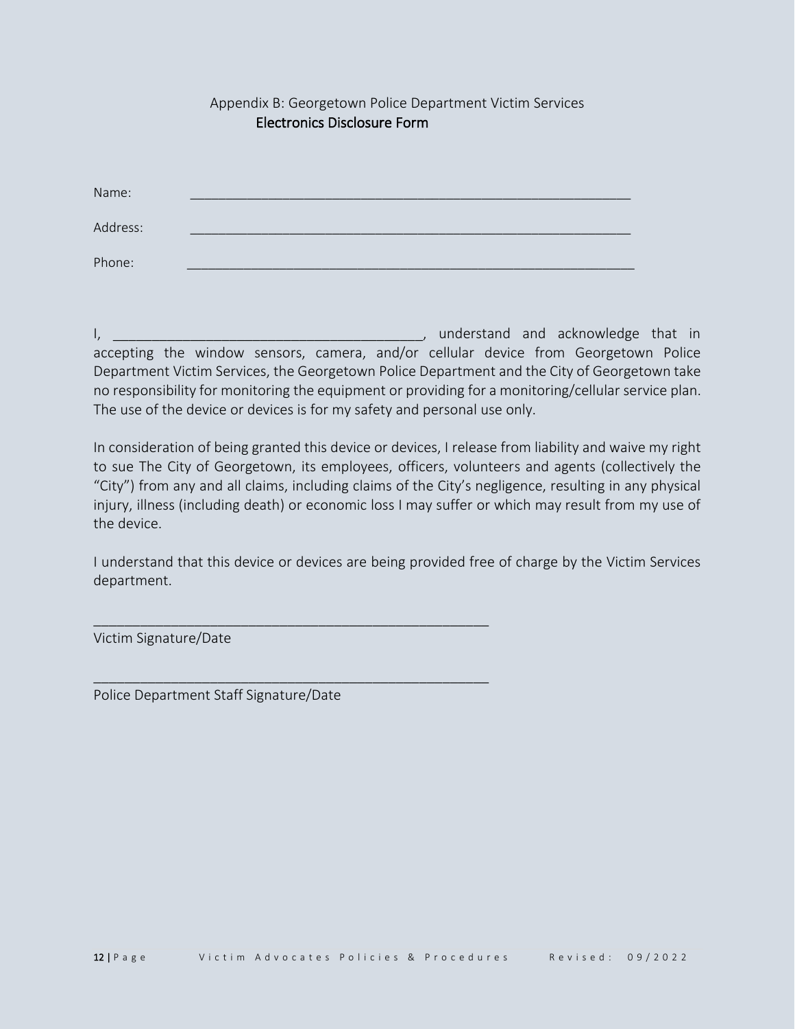Appendix B: Georgetown Police Department Victim Services

**Electronics Disclosure Form**

Name: ____________________________________________________________

Address: ____________________________________________________________

Phone: ____________________________________________________________

I, ________________________________________, understand and acknowledge that in accepting the window sensors, camera, and/or cellular device from Georgetown Police Department Victim Services, the Georgetown Police Department and the City of Georgetown take no responsibility for monitoring the equipment or providing for a monitoring/cellular service plan. The use of the device or devices is for my safety and personal use only.

In consideration of being granted this device or devices, I release from liability and waive my right to sue The City of Georgetown, its employees, officers, volunteers and agents (collectively the "City") from any and all claims, including claims of the City's negligence, resulting in any physical injury, illness (including death) or economic loss I may suffer or which may result from my use of the device.

I understand that this device or devices are being provided free of charge by the Victim Services department.

____________________________________________________

Victim Signature/Date

____________________________________________________

Police Department Staff Signature/Date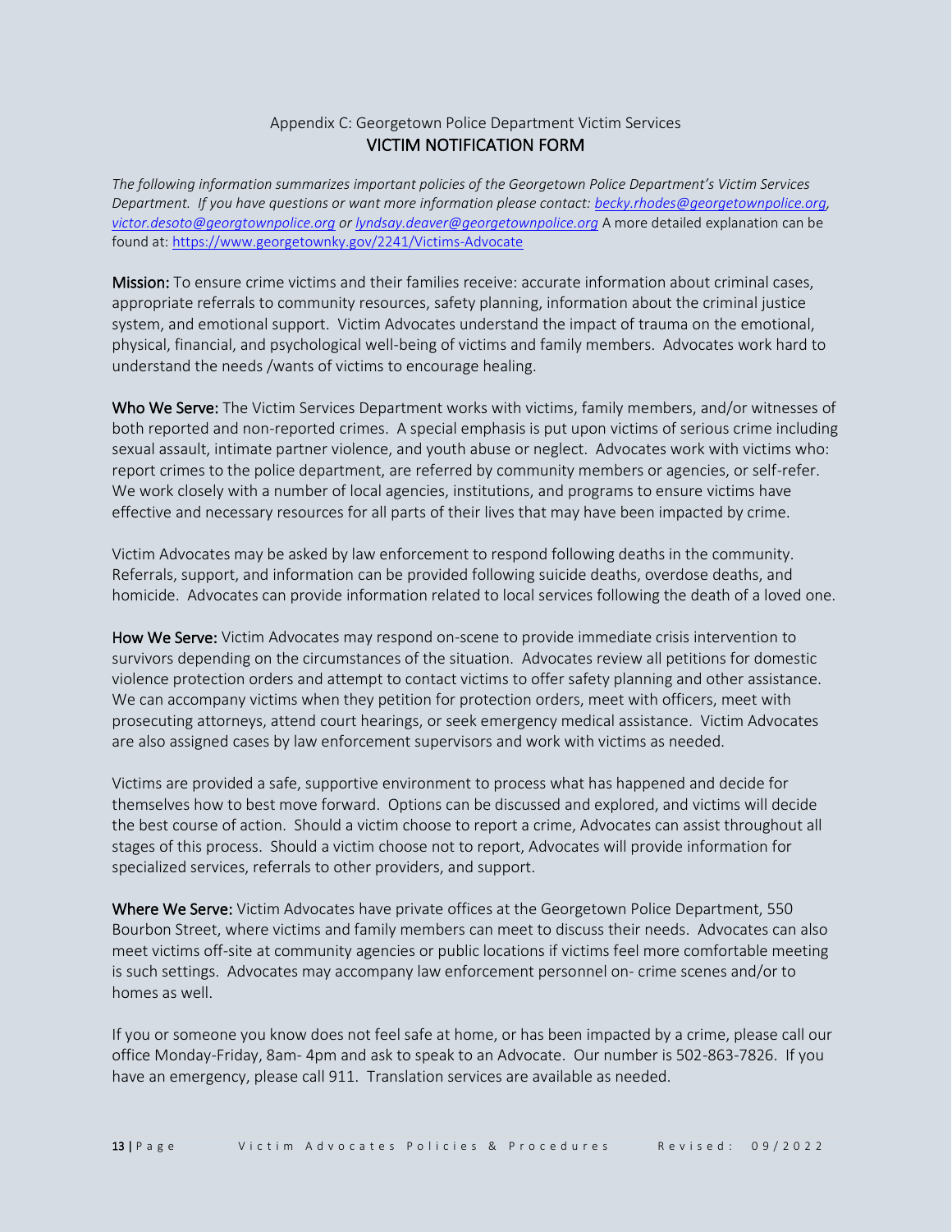Appendix C: Georgetown Police Department Victim Services

## VICTIM NOTIFICATION FORM

*The following information summarizes important policies of the Georgetown Police Department's Victim Services Department. If you have questions or want more information please contact: becky.rhodes@georgetownpolice.org, victor.desoto@georgtownpolice.org or lyndsay.deaver@georgetownpolice.org* A more detailed explanation can be found at: https://www.georgetownky.gov/2241/Victims-Advocate

**Mission:** To ensure crime victims and their families receive: accurate information about criminal cases, appropriate referrals to community resources, safety planning, information about the criminal justice system, and emotional support. Victim Advocates understand the impact of trauma on the emotional, physical, financial, and psychological well-being of victims and family members. Advocates work hard to understand the needs /wants of victims to encourage healing.

**Who We Serve:** The Victim Services Department works with victims, family members, and/or witnesses of both reported and non-reported crimes. A special emphasis is put upon victims of serious crime including sexual assault, intimate partner violence, and youth abuse or neglect. Advocates work with victims who: report crimes to the police department, are referred by community members or agencies, or self-refer. We work closely with a number of local agencies, institutions, and programs to ensure victims have effective and necessary resources for all parts of their lives that may have been impacted by crime.

Victim Advocates may be asked by law enforcement to respond following deaths in the community. Referrals, support, and information can be provided following suicide deaths, overdose deaths, and homicide. Advocates can provide information related to local services following the death of a loved one.

**How We Serve:** Victim Advocates may respond on-scene to provide immediate crisis intervention to survivors depending on the circumstances of the situation. Advocates review all petitions for domestic violence protection orders and attempt to contact victims to offer safety planning and other assistance. We can accompany victims when they petition for protection orders, meet with officers, meet with prosecuting attorneys, attend court hearings, or seek emergency medical assistance. Victim Advocates are also assigned cases by law enforcement supervisors and work with victims as needed.

Victims are provided a safe, supportive environment to process what has happened and decide for themselves how to best move forward. Options can be discussed and explored, and victims will decide the best course of action. Should a victim choose to report a crime, Advocates can assist throughout all stages of this process. Should a victim choose not to report, Advocates will provide information for specialized services, referrals to other providers, and support.

**Where We Serve:** Victim Advocates have private offices at the Georgetown Police Department, 550 Bourbon Street, where victims and family members can meet to discuss their needs. Advocates can also meet victims off-site at community agencies or public locations if victims feel more comfortable meeting is such settings. Advocates may accompany law enforcement personnel on- crime scenes and/or to homes as well.

If you or someone you know does not feel safe at home, or has been impacted by a crime, please call our office Monday-Friday, 8am- 4pm and ask to speak to an Advocate. Our number is 502-863-7826. If you have an emergency, please call 911. Translation services are available as needed.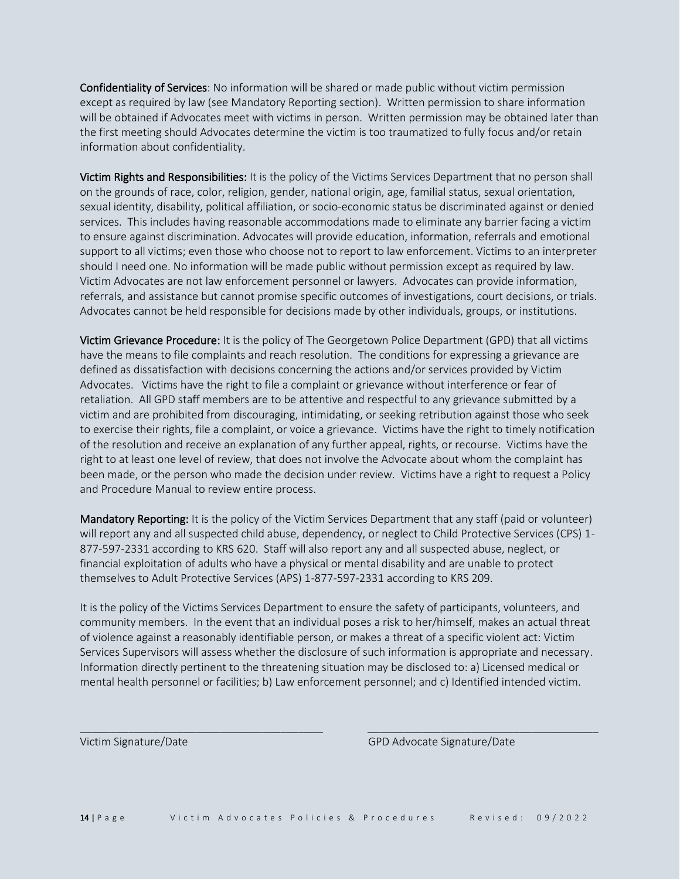**Confidentiality of Services**: No information will be shared or made public without victim permission except as required by law (see Mandatory Reporting section). Written permission to share information will be obtained if Advocates meet with victims in person. Written permission may be obtained later than the first meeting should Advocates determine the victim is too traumatized to fully focus and/or retain information about confidentiality.

**Victim Rights and Responsibilities:** It is the policy of the Victims Services Department that no person shall on the grounds of race, color, religion, gender, national origin, age, familial status, sexual orientation, sexual identity, disability, political affiliation, or socio-economic status be discriminated against or denied services. This includes having reasonable accommodations made to eliminate any barrier facing a victim to ensure against discrimination. Advocates will provide education, information, referrals and emotional support to all victims; even those who choose not to report to law enforcement. Victims to an interpreter should I need one. No information will be made public without permission except as required by law. Victim Advocates are not law enforcement personnel or lawyers. Advocates can provide information, referrals, and assistance but cannot promise specific outcomes of investigations, court decisions, or trials. Advocates cannot be held responsible for decisions made by other individuals, groups, or institutions.

**Victim Grievance Procedure:** It is the policy of The Georgetown Police Department (GPD) that all victims have the means to file complaints and reach resolution. The conditions for expressing a grievance are defined as dissatisfaction with decisions concerning the actions and/or services provided by Victim Advocates. Victims have the right to file a complaint or grievance without interference or fear of retaliation. All GPD staff members are to be attentive and respectful to any grievance submitted by a victim and are prohibited from discouraging, intimidating, or seeking retribution against those who seek to exercise their rights, file a complaint, or voice a grievance. Victims have the right to timely notification of the resolution and receive an explanation of any further appeal, rights, or recourse. Victims have the right to at least one level of review, that does not involve the Advocate about whom the complaint has been made, or the person who made the decision under review. Victims have a right to request a Policy and Procedure Manual to review entire process.

**Mandatory Reporting:** It is the policy of the Victim Services Department that any staff (paid or volunteer) will report any and all suspected child abuse, dependency, or neglect to Child Protective Services (CPS) 1-877-597-2331 according to KRS 620. Staff will also report any and all suspected abuse, neglect, or financial exploitation of adults who have a physical or mental disability and are unable to protect themselves to Adult Protective Services (APS) 1-877-597-2331 according to KRS 209.

It is the policy of the Victims Services Department to ensure the safety of participants, volunteers, and community members. In the event that an individual poses a risk to her/himself, makes an actual threat of violence against a reasonably identifiable person, or makes a threat of a specific violent act: Victim Services Supervisors will assess whether the disclosure of such information is appropriate and necessary. Information directly pertinent to the threatening situation may be disclosed to: a) Licensed medical or mental health personnel or facilities; b) Law enforcement personnel; and c) Identified intended victim.

\_\_\_\_\_\_\_\_\_\_\_\_\_\_\_\_\_\_\_\_\_\_\_\_\_\_\_\_\_\_\_\_\_\_\_\_\_\_\_\_\_ \_\_\_\_\_\_\_\_\_\_\_\_\_\_\_\_\_\_\_\_\_\_\_\_\_\_\_\_\_\_\_\_\_\_\_\_\_\_\_\_\_

Victim Signature/Date GPD Advocate Signature/Date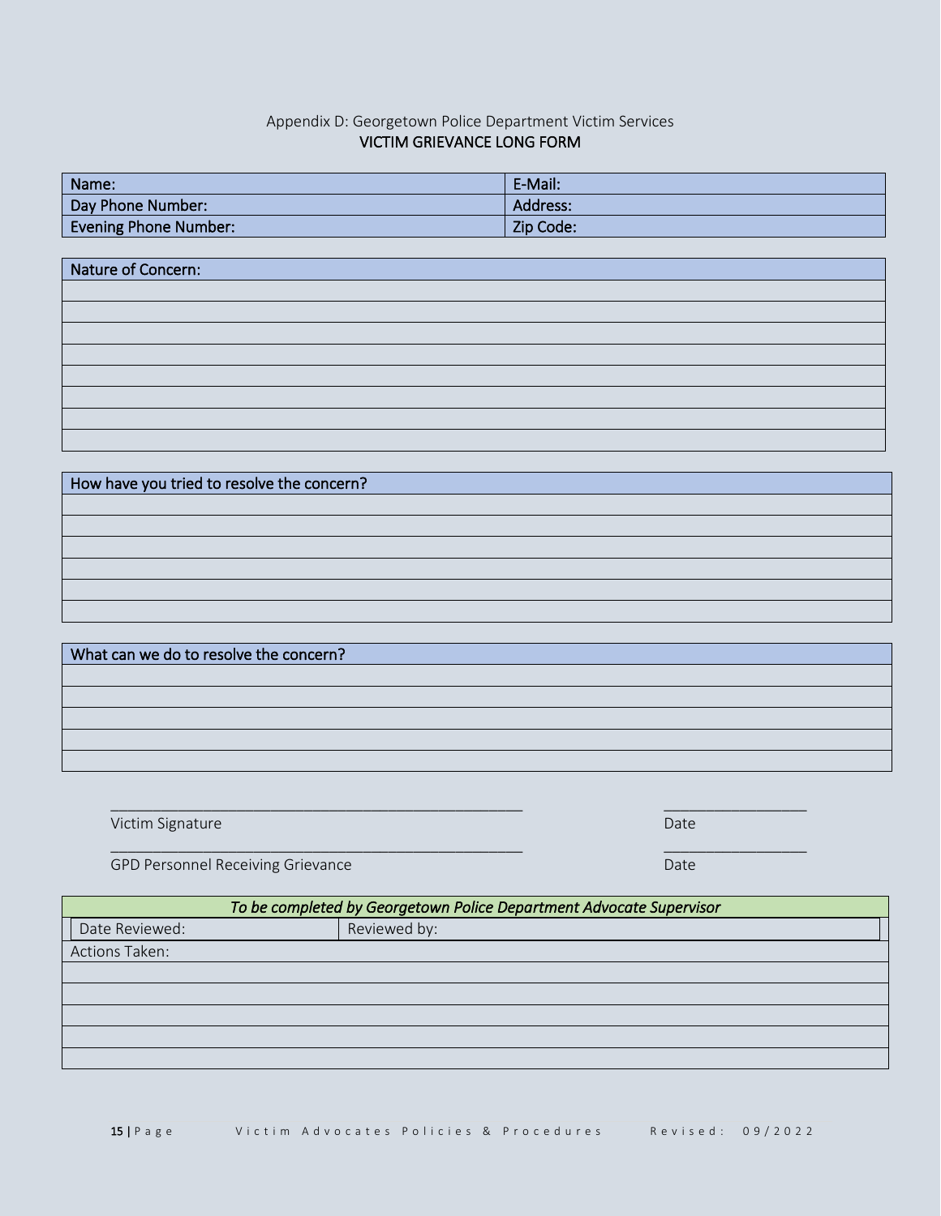Appendix D: Georgetown Police Department Victim Services

## VICTIM GRIEVANCE LONG FORM

| Name: | E-Mail: |
|---|---|
| Day Phone Number: | Address: |
| Evening Phone Number: | Zip Code: |

| Nature of Concern: |
|---|
| |
| |
| |
| |
| |
| |
| |
| |

| How have you tried to resolve the concern? |
|---|
| |
| |
| |
| |
| |
| |

| What can we do to resolve the concern? |
|---|
| |
| |
| |
| |
| |

_______________________________________________ ________________

Victim Signature Date

_______________________________________________ ________________

GPD Personnel Receiving Grievance Date

| *To be completed by Georgetown Police Department Advocate Supervisor* | |
|---|---|
| Date Reviewed: | Reviewed by: |
| Actions Taken: | |
| | |
| | |
| | |
| | |
| | |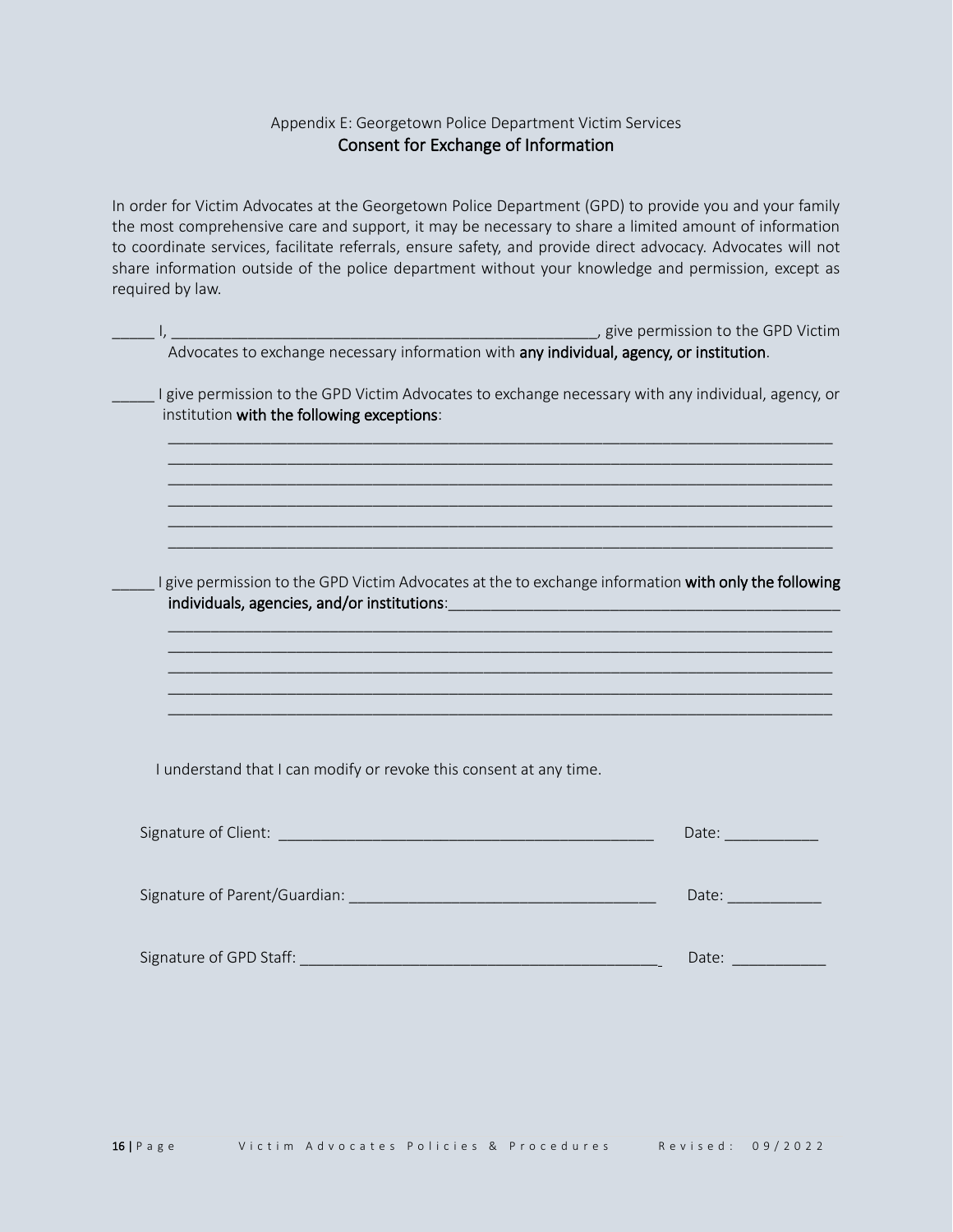Appendix E: Georgetown Police Department Victim Services

## Consent for Exchange of Information

In order for Victim Advocates at the Georgetown Police Department (GPD) to provide you and your family the most comprehensive care and support, it may be necessary to share a limited amount of information to coordinate services, facilitate referrals, ensure safety, and provide direct advocacy. Advocates will not share information outside of the police department without your knowledge and permission, except as required by law.

_____ I, ___________________________________________________, give permission to the GPD Victim Advocates to exchange necessary information with **any individual, agency, or institution**.

_____ I give permission to the GPD Victim Advocates to exchange necessary with any individual, agency, or institution **with the following exceptions**:

____________________________________________________________________________
____________________________________________________________________________
____________________________________________________________________________
____________________________________________________________________________
____________________________________________________________________________
____________________________________________________________________________

_____ I give permission to the GPD Victim Advocates at the to exchange information **with only the following individuals, agencies, and/or institutions**:_____________________________________________

____________________________________________________________________________
____________________________________________________________________________
____________________________________________________________________________
____________________________________________________________________________
____________________________________________________________________________

I understand that I can modify or revoke this consent at any time.

Signature of Client: ____________________________________________ Date: ___________

Signature of Parent/Guardian: ___________________________________ Date: ___________

Signature of GPD Staff: _________________________________________ Date: ___________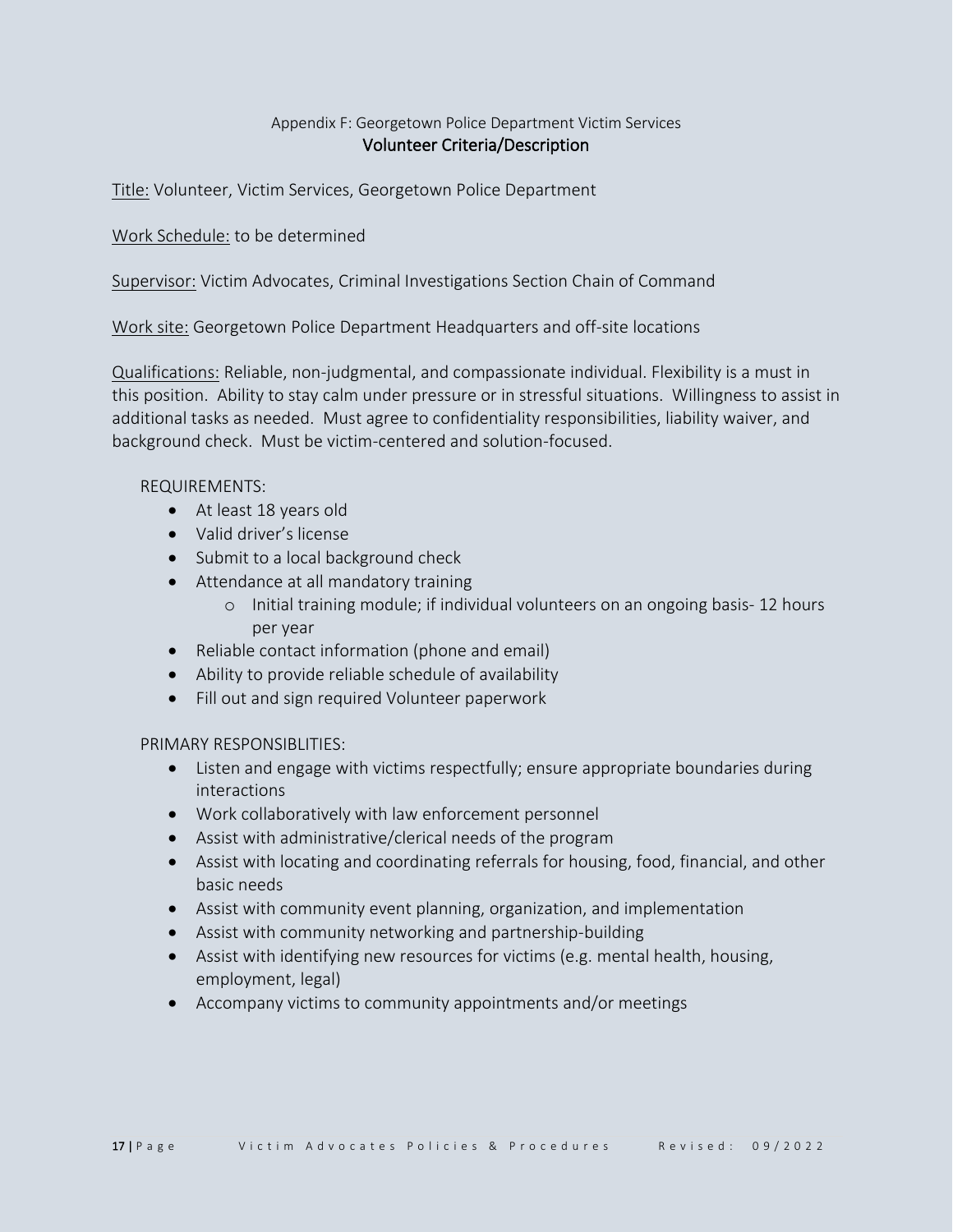Appendix F: Georgetown Police Department Victim Services

## Volunteer Criteria/Description

Title: Volunteer, Victim Services, Georgetown Police Department

Work Schedule: to be determined

Supervisor: Victim Advocates, Criminal Investigations Section Chain of Command

Work site: Georgetown Police Department Headquarters and off-site locations

Qualifications: Reliable, non-judgmental, and compassionate individual. Flexibility is a must in this position. Ability to stay calm under pressure or in stressful situations. Willingness to assist in additional tasks as needed. Must agree to confidentiality responsibilities, liability waiver, and background check. Must be victim-centered and solution-focused.

REQUIREMENTS:

- At least 18 years old
- Valid driver's license
- Submit to a local background check
- Attendance at all mandatory training
  - Initial training module; if individual volunteers on an ongoing basis- 12 hours per year
- Reliable contact information (phone and email)
- Ability to provide reliable schedule of availability
- Fill out and sign required Volunteer paperwork

PRIMARY RESPONSIBLITIES:

- Listen and engage with victims respectfully; ensure appropriate boundaries during interactions
- Work collaboratively with law enforcement personnel
- Assist with administrative/clerical needs of the program
- Assist with locating and coordinating referrals for housing, food, financial, and other basic needs
- Assist with community event planning, organization, and implementation
- Assist with community networking and partnership-building
- Assist with identifying new resources for victims (e.g. mental health, housing, employment, legal)
- Accompany victims to community appointments and/or meetings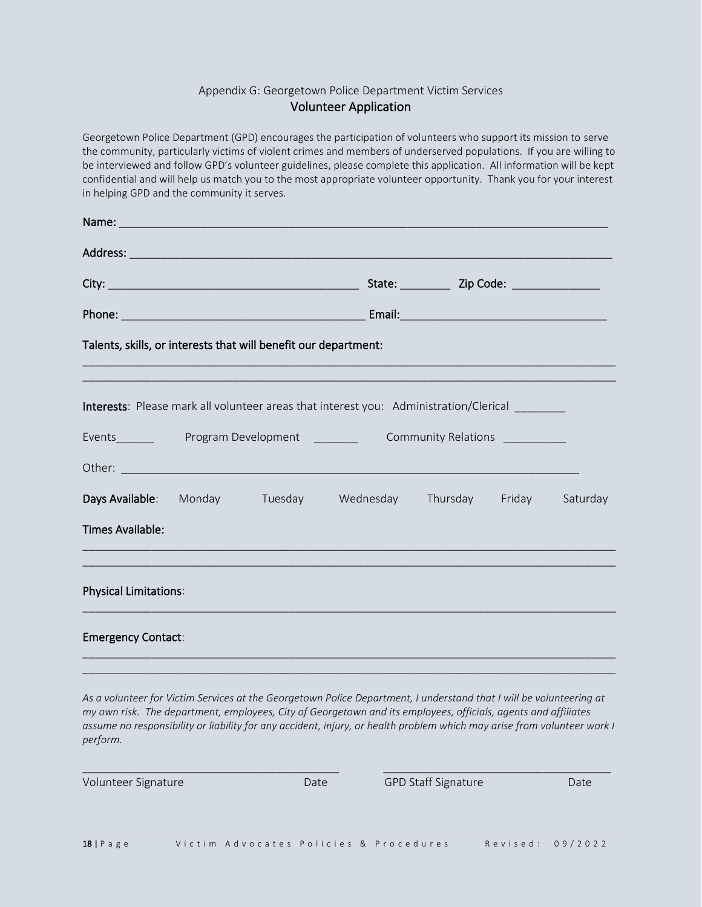Appendix G: Georgetown Police Department Victim Services

## Volunteer Application

Georgetown Police Department (GPD) encourages the participation of volunteers who support its mission to serve the community, particularly victims of violent crimes and members of underserved populations. If you are willing to be interviewed and follow GPD's volunteer guidelines, please complete this application. All information will be kept confidential and will help us match you to the most appropriate volunteer opportunity. Thank you for your interest in helping GPD and the community it serves.

Name: ___________________________________________________________________________

Address: _________________________________________________________________________

City: ______________________________________ State: ________ Zip Code: ______________

Phone: _____________________________________ Email:_________________________________

Talents, skills, or interests that will benefit our department:

_________________________________________________________________________________

_________________________________________________________________________________

**Interests**: Please mark all volunteer areas that interest you: Administration/Clerical ________

Events______ Program Development _______ Community Relations __________

Other: ___________________________________________________________________________

**Days Available**: Monday Tuesday Wednesday Thursday Friday Saturday

**Times Available:**

_________________________________________________________________________________

_________________________________________________________________________________

**Physical Limitations**:

_________________________________________________________________________________

**Emergency Contact**:

_________________________________________________________________________________

_________________________________________________________________________________

*As a volunteer for Victim Services at the Georgetown Police Department, I understand that I will be volunteering at my own risk. The department, employees, City of Georgetown and its employees, officials, agents and affiliates assume no responsibility or liability for any accident, injury, or health problem which may arise from volunteer work I perform.*

__________________________________________ __________________________________________

Volunteer Signature Date GPD Staff Signature Date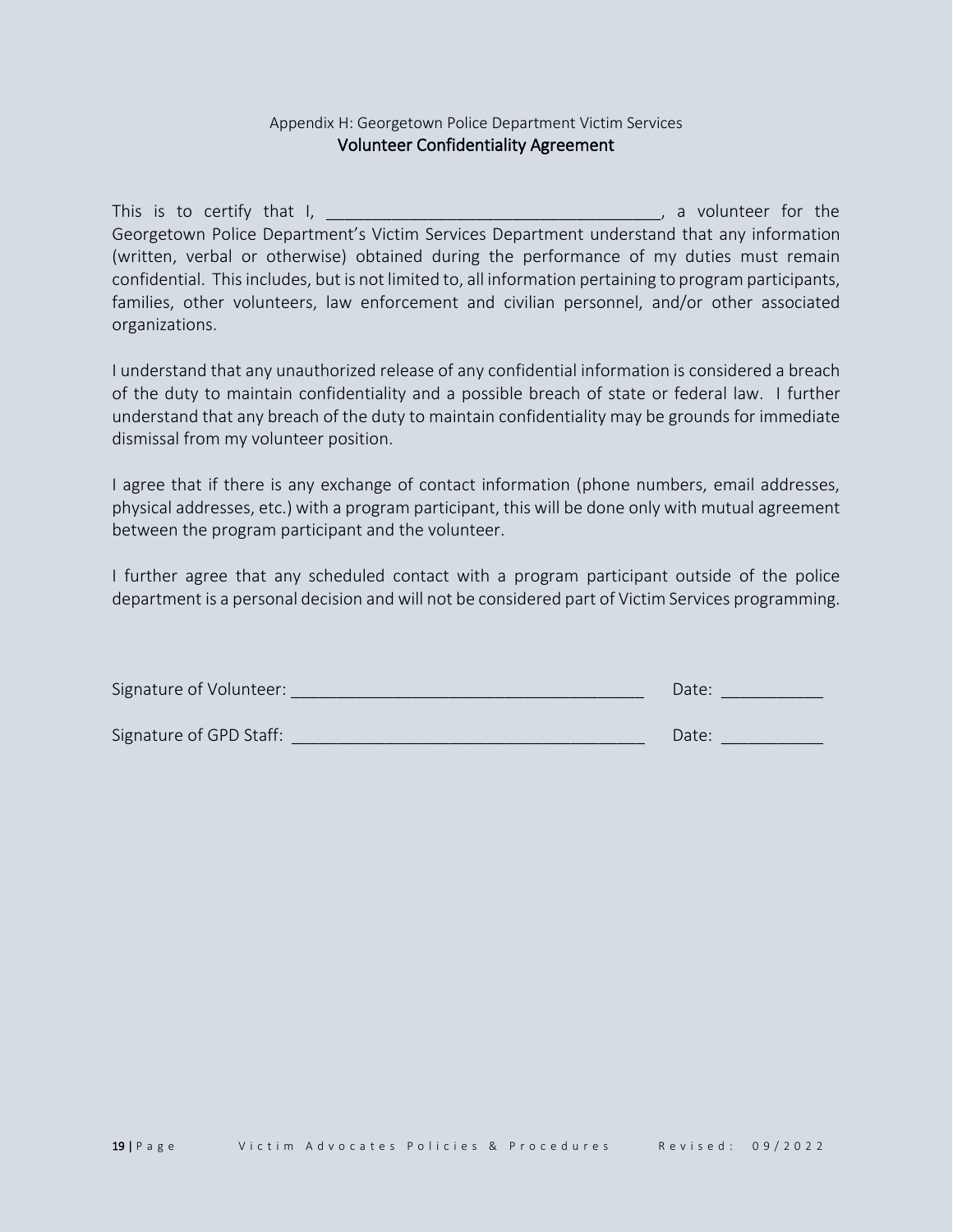Appendix H: Georgetown Police Department Victim Services

## Volunteer Confidentiality Agreement

This is to certify that I, ___________________________________, a volunteer for the Georgetown Police Department's Victim Services Department understand that any information (written, verbal or otherwise) obtained during the performance of my duties must remain confidential. This includes, but is not limited to, all information pertaining to program participants, families, other volunteers, law enforcement and civilian personnel, and/or other associated organizations.

I understand that any unauthorized release of any confidential information is considered a breach of the duty to maintain confidentiality and a possible breach of state or federal law. I further understand that any breach of the duty to maintain confidentiality may be grounds for immediate dismissal from my volunteer position.

I agree that if there is any exchange of contact information (phone numbers, email addresses, physical addresses, etc.) with a program participant, this will be done only with mutual agreement between the program participant and the volunteer.

I further agree that any scheduled contact with a program participant outside of the police department is a personal decision and will not be considered part of Victim Services programming.

Signature of Volunteer: _____________________________________ Date: ___________

Signature of GPD Staff: _____________________________________ Date: ___________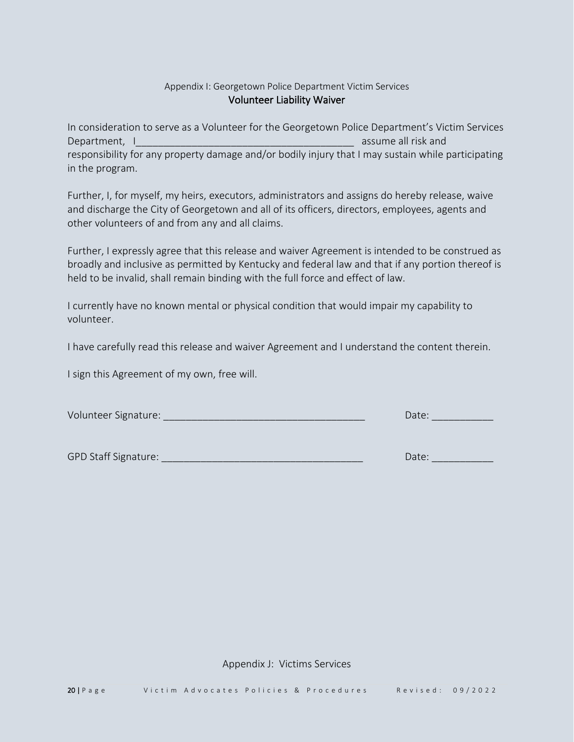Appendix I: Georgetown Police Department Victim Services

## Volunteer Liability Waiver

In consideration to serve as a Volunteer for the Georgetown Police Department's Victim Services Department, I_______________________________________ assume all risk and responsibility for any property damage and/or bodily injury that I may sustain while participating in the program.

Further, I, for myself, my heirs, executors, administrators and assigns do hereby release, waive and discharge the City of Georgetown and all of its officers, directors, employees, agents and other volunteers of and from any and all claims.

Further, I expressly agree that this release and waiver Agreement is intended to be construed as broadly and inclusive as permitted by Kentucky and federal law and that if any portion thereof is held to be invalid, shall remain binding with the full force and effect of law.

I currently have no known mental or physical condition that would impair my capability to volunteer.

I have carefully read this release and waiver Agreement and I understand the content therein.

I sign this Agreement of my own, free will.

Volunteer Signature: ____________________________________ Date: ___________

GPD Staff Signature: ____________________________________ Date: ___________

Appendix J: Victims Services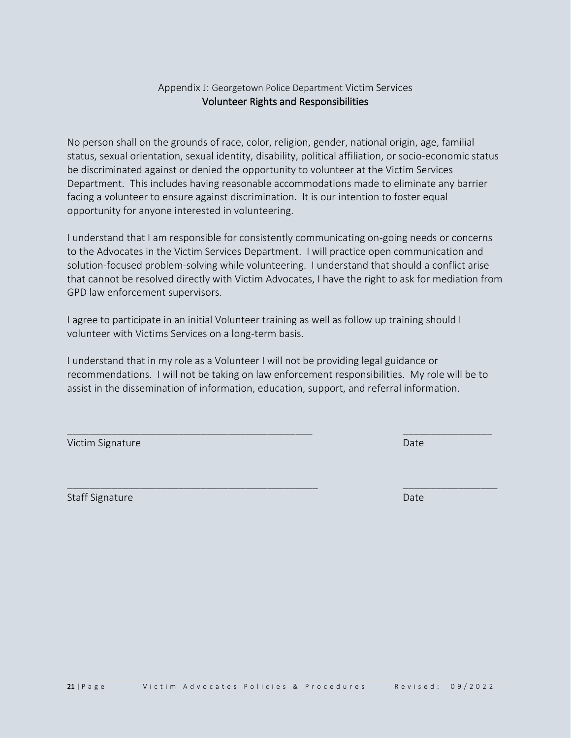Appendix J: Georgetown Police Department Victim Services

## Volunteer Rights and Responsibilities

No person shall on the grounds of race, color, religion, gender, national origin, age, familial status, sexual orientation, sexual identity, disability, political affiliation, or socio-economic status be discriminated against or denied the opportunity to volunteer at the Victim Services Department. This includes having reasonable accommodations made to eliminate any barrier facing a volunteer to ensure against discrimination. It is our intention to foster equal opportunity for anyone interested in volunteering.

I understand that I am responsible for consistently communicating on-going needs or concerns to the Advocates in the Victim Services Department. I will practice open communication and solution-focused problem-solving while volunteering. I understand that should a conflict arise that cannot be resolved directly with Victim Advocates, I have the right to ask for mediation from GPD law enforcement supervisors.

I agree to participate in an initial Volunteer training as well as follow up training should I volunteer with Victims Services on a long-term basis.

I understand that in my role as a Volunteer I will not be providing legal guidance or recommendations. I will not be taking on law enforcement responsibilities. My role will be to assist in the dissemination of information, education, support, and referral information.

_____________________________________________ _________________

Victim Signature Date

_____________________________________________ _________________

Staff Signature Date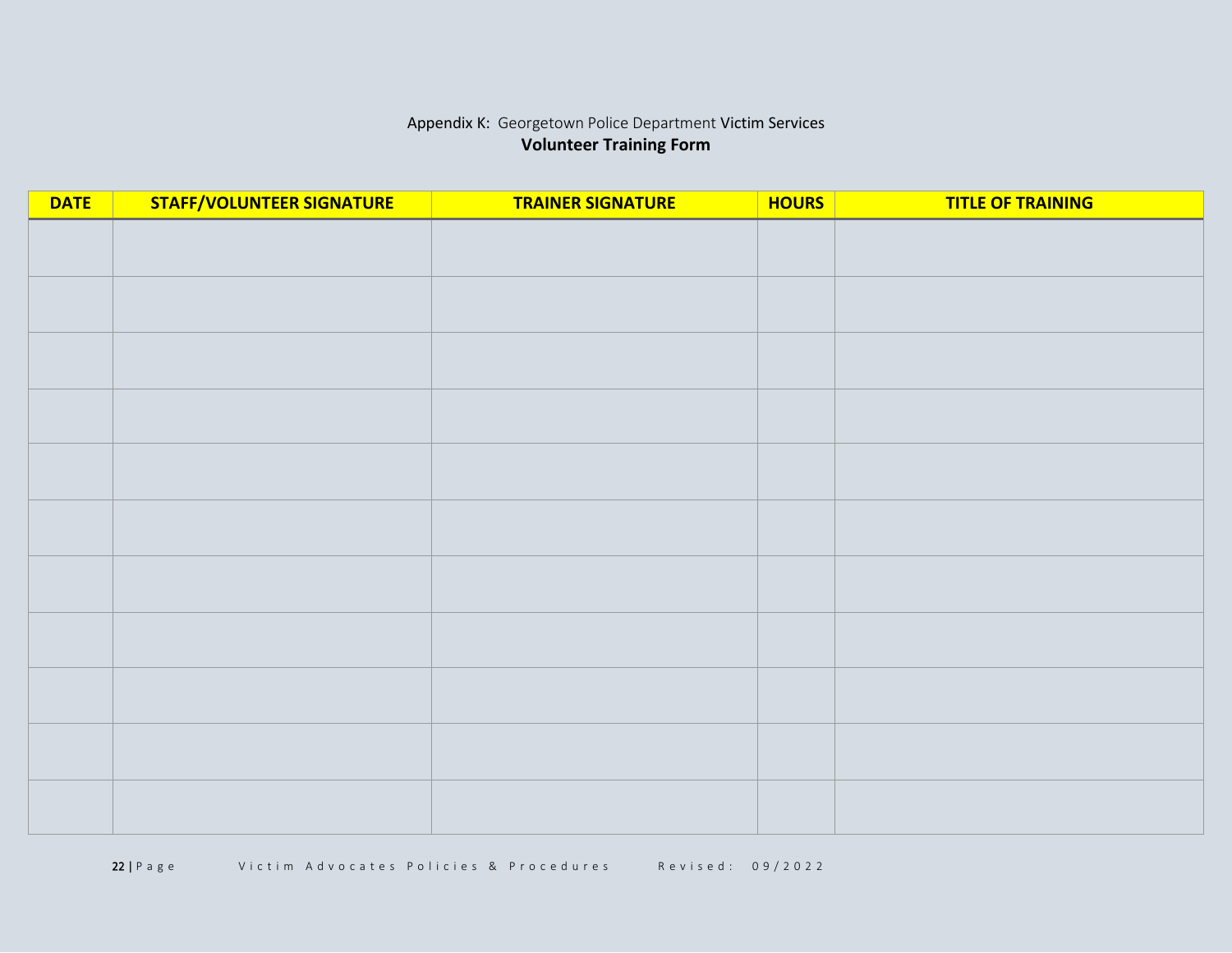Appendix K: Georgetown Police Department Victim Services

**Volunteer Training Form**

| DATE | STAFF/VOLUNTEER SIGNATURE | TRAINER SIGNATURE | HOURS | TITLE OF TRAINING |
|---|---|---|---|---|
| | | | | |
| | | | | |
| | | | | |
| | | | | |
| | | | | |
| | | | | |
| | | | | |
| | | | | |
| | | | | |
| | | | | |
| | | | | |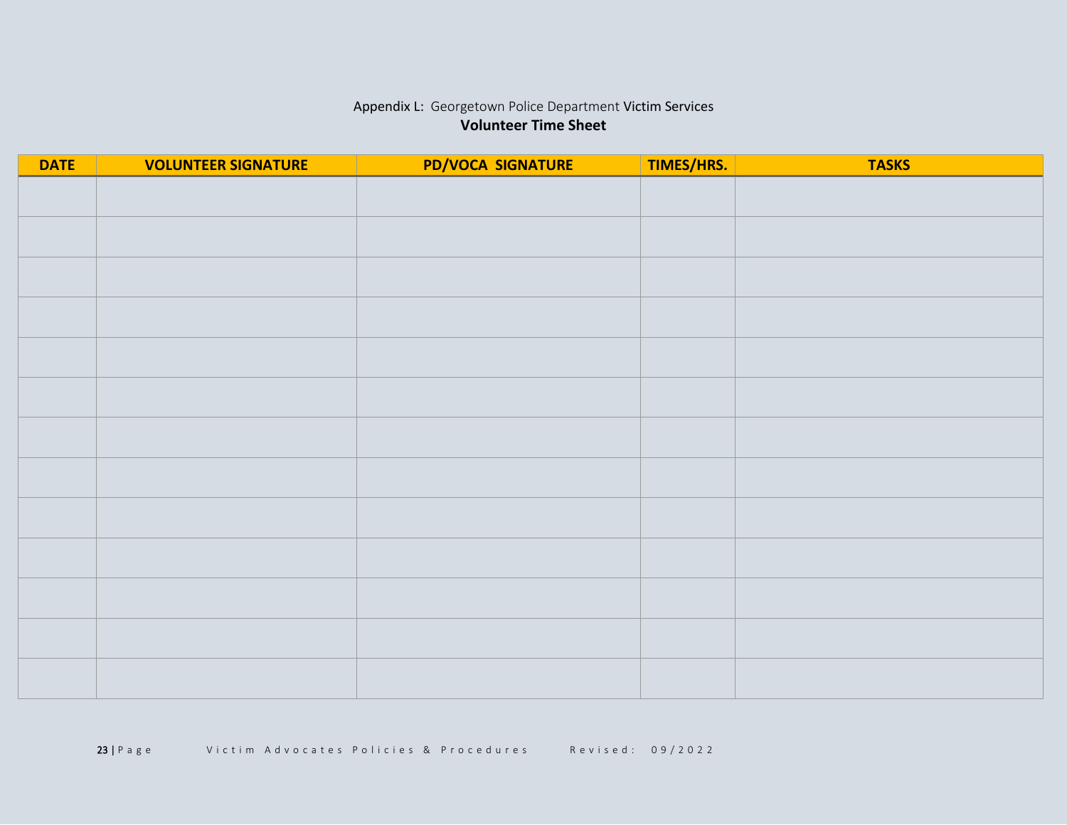Appendix L: Georgetown Police Department Victim Services

**Volunteer Time Sheet**

| DATE | VOLUNTEER SIGNATURE | PD/VOCA SIGNATURE | TIMES/HRS. | TASKS |
|---|---|---|---|---|
| | | | | |
| | | | | |
| | | | | |
| | | | | |
| | | | | |
| | | | | |
| | | | | |
| | | | | |
| | | | | |
| | | | | |
| | | | | |
| | | | | |
| | | | | |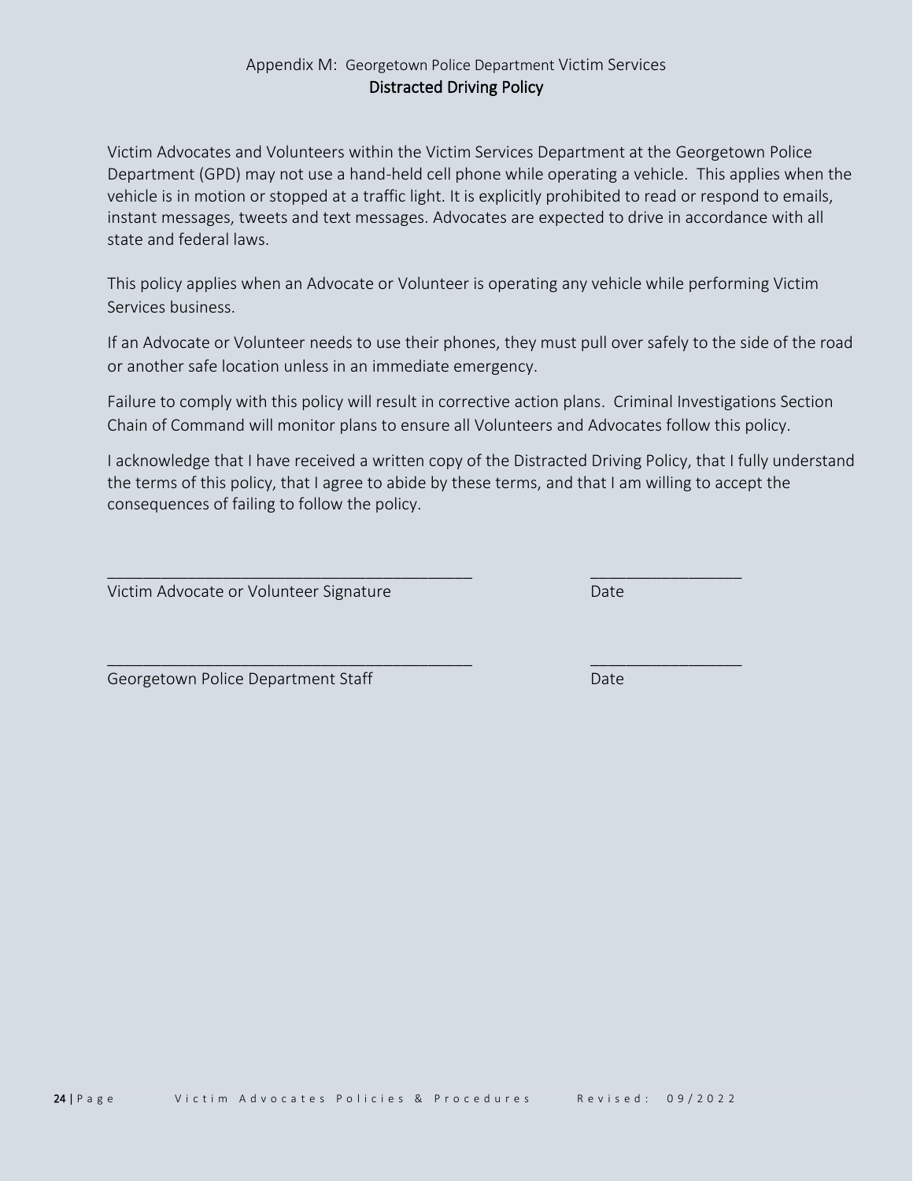Appendix M: Georgetown Police Department Victim Services

## Distracted Driving Policy

Victim Advocates and Volunteers within the Victim Services Department at the Georgetown Police Department (GPD) may not use a hand-held cell phone while operating a vehicle. This applies when the vehicle is in motion or stopped at a traffic light. It is explicitly prohibited to read or respond to emails, instant messages, tweets and text messages. Advocates are expected to drive in accordance with all state and federal laws.

This policy applies when an Advocate or Volunteer is operating any vehicle while performing Victim Services business.

If an Advocate or Volunteer needs to use their phones, they must pull over safely to the side of the road or another safe location unless in an immediate emergency.

Failure to comply with this policy will result in corrective action plans. Criminal Investigations Section Chain of Command will monitor plans to ensure all Volunteers and Advocates follow this policy.

I acknowledge that I have received a written copy of the Distracted Driving Policy, that I fully understand the terms of this policy, that I agree to abide by these terms, and that I am willing to accept the consequences of failing to follow the policy.

_________________________________________ _________________

Victim Advocate or Volunteer Signature Date

_________________________________________ _________________

Georgetown Police Department Staff Date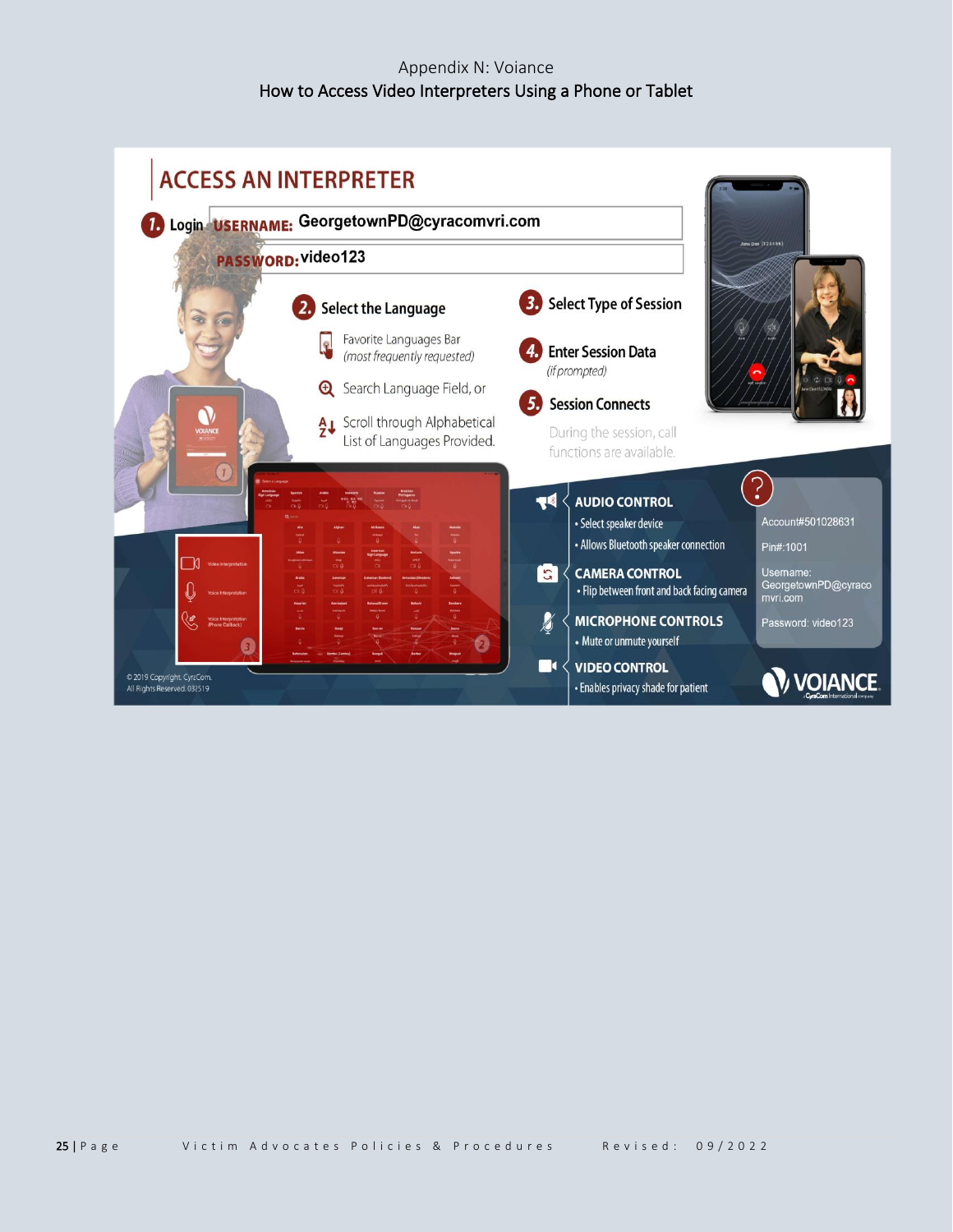Appendix N: Voiance

How to Access Video Interpreters Using a Phone or Tablet

# ACCESS AN INTERPRETER

**1. Login** USERNAME: GeorgetownPD@cyracomvri.com

PASSWORD: video123

**2. Select the Language**

- Favorite Languages Bar (*most frequently requested*)
- Search Language Field, or
- Scroll through Alphabetical List of Languages Provided.

**3. Select Type of Session**

**4. Enter Session Data** (*if prompted*)

**5. Session Connects**

During the session, call functions are available.

**AUDIO CONTROL**
- Select speaker device
- Allows Bluetooth speaker connection

**CAMERA CONTROL**
- Flip between front and back facing camera

**MICROPHONE CONTROLS**
- Mute or unmute yourself

**VIDEO CONTROL**
- Enables privacy shade for patient

Account#501028631

Pin#:1001

Username: GeorgetownPD@cyracomvri.com

Password: video123

© 2019 Copyright. CyraCom. All Rights Reserved. 032519

VOIANCE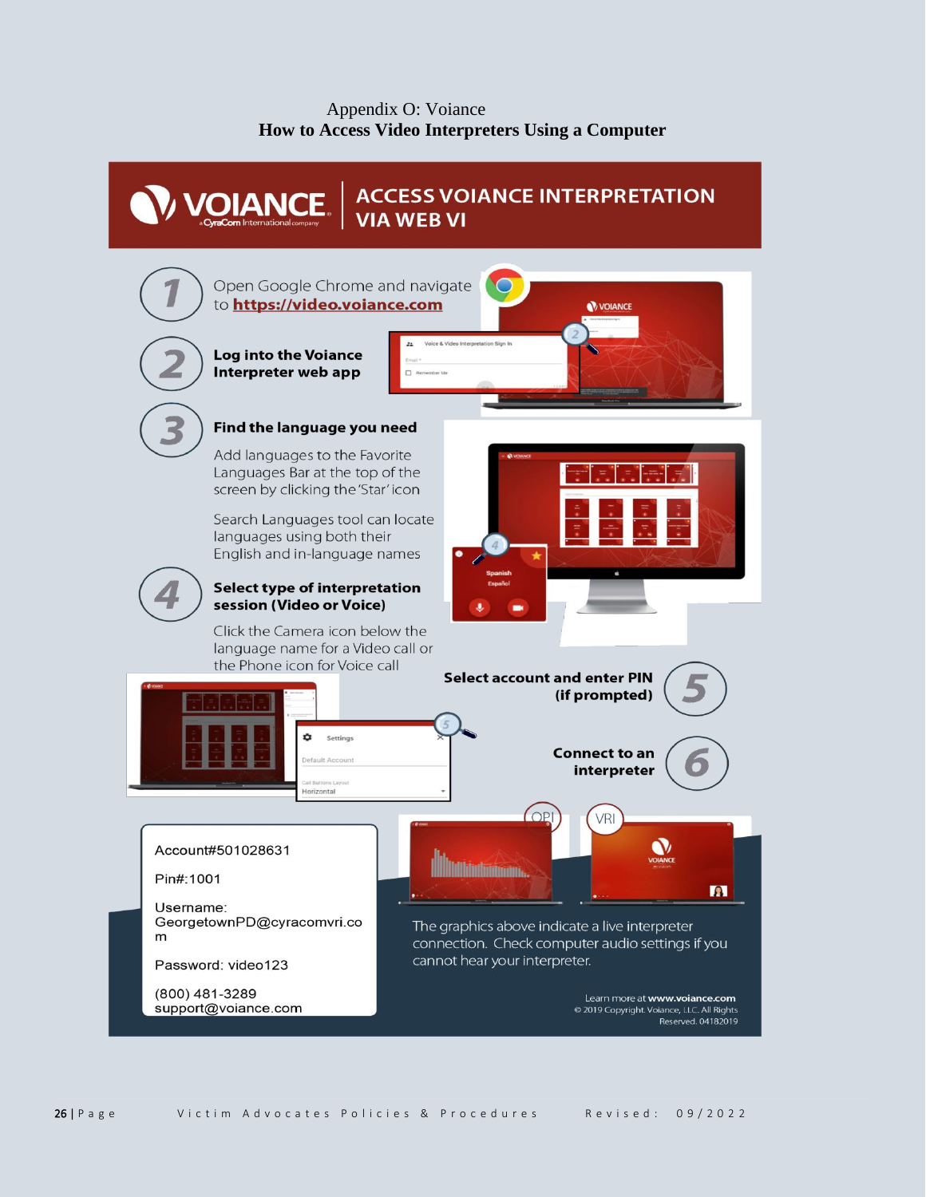Appendix O: Voiance

## How to Access Video Interpreters Using a Computer

# VOIANCE
a CyraCom International company

## ACCESS VOIANCE INTERPRETATION VIA WEB VI

**1** Open Google Chrome and navigate to **https://video.voiance.com**

**2** **Log into the Voiance Interpreter web app**

**3** **Find the language you need**

Add languages to the Favorite Languages Bar at the top of the screen by clicking the 'Star' icon

Search Languages tool can locate languages using both their English and in-language names

**4** **Select type of interpretation session (Video or Voice)**

Click the Camera icon below the language name for a Video call or the Phone icon for Voice call

**5** **Select account and enter PIN (if prompted)**

**6** **Connect to an interpreter**

OPI

VRI

Account#501028631

Pin#:1001

Username: GeorgetownPD@cyracomvri.com

Password: video123

(800) 481-3289
support@voiance.com

The graphics above indicate a live interpreter connection. Check computer audio settings if you cannot hear your interpreter.

Learn more at **www.voiance.com**
© 2019 Copyright. Voiance, LLC. All Rights Reserved. 04182019